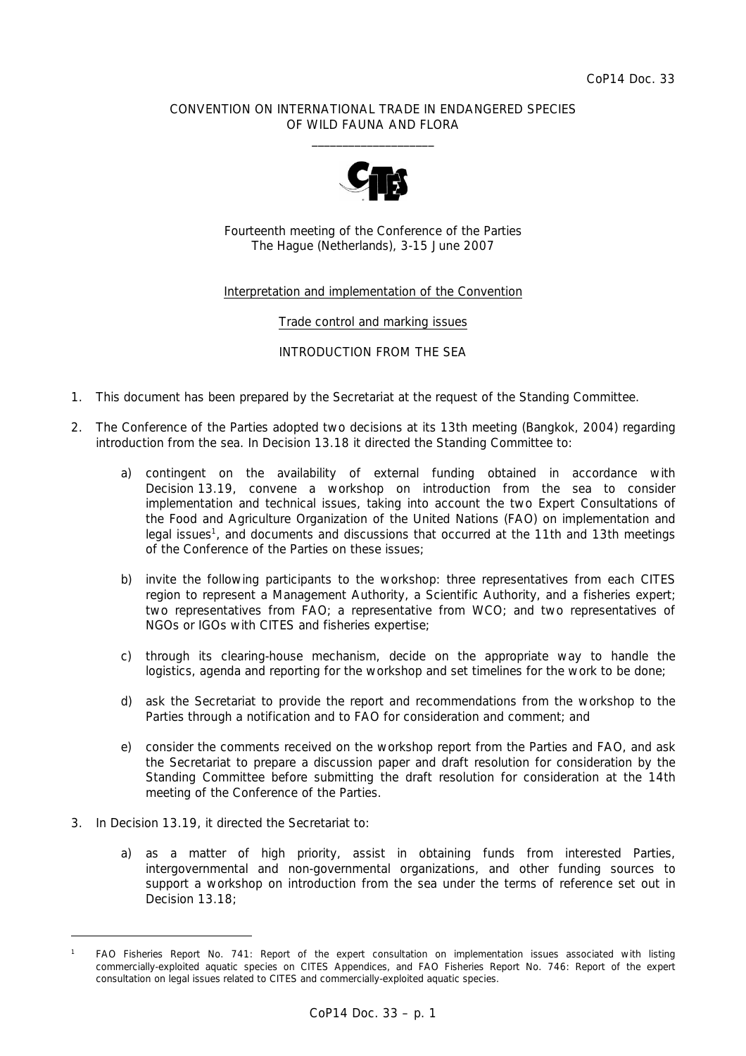CoP14 Doc. 33

CONVENTION ON INTERNATIONAL TRADE IN ENDANGERED SPECIES OF WILD FAUNA AND FLORA

\_\_\_\_\_\_\_\_\_\_\_\_\_\_\_\_\_\_\_\_

Fourteenth meeting of the Conference of the Parties
The Hague (Netherlands), 3-15 June 2007

Interpretation and implementation of the Convention

Trade control and marking issues

INTRODUCTION FROM THE SEA

1. This document has been prepared by the Secretariat at the request of the Standing Committee.

2. The Conference of the Parties adopted two decisions at its 13th meeting (Bangkok, 2004) regarding introduction from the sea. In Decision 13.18 it directed the Standing Committee to:

   a) contingent on the availability of external funding obtained in accordance with Decision 13.19, convene a workshop on introduction from the sea to consider implementation and technical issues, taking into account the two Expert Consultations of the Food and Agriculture Organization of the United Nations (FAO) on implementation and legal issues[1], and documents and discussions that occurred at the 11th and 13th meetings of the Conference of the Parties on these issues;

   b) invite the following participants to the workshop: three representatives from each CITES region to represent a Management Authority, a Scientific Authority, and a fisheries expert; two representatives from FAO; a representative from WCO; and two representatives of NGOs or IGOs with CITES and fisheries expertise;

   c) through its clearing-house mechanism, decide on the appropriate way to handle the logistics, agenda and reporting for the workshop and set timelines for the work to be done;

   d) ask the Secretariat to provide the report and recommendations from the workshop to the Parties through a notification and to FAO for consideration and comment; and

   e) consider the comments received on the workshop report from the Parties and FAO, and ask the Secretariat to prepare a discussion paper and draft resolution for consideration by the Standing Committee before submitting the draft resolution for consideration at the 14th meeting of the Conference of the Parties.

3. In Decision 13.19, it directed the Secretariat to:

   a) as a matter of high priority, assist in obtaining funds from interested Parties, intergovernmental and non-governmental organizations, and other funding sources to support a workshop on introduction from the sea under the terms of reference set out in Decision 13.18;

[1] FAO Fisheries Report No. 741: Report of the expert consultation on implementation issues associated with listing commercially-exploited aquatic species on CITES Appendices, and FAO Fisheries Report No. 746: Report of the expert consultation on legal issues related to CITES and commercially-exploited aquatic species.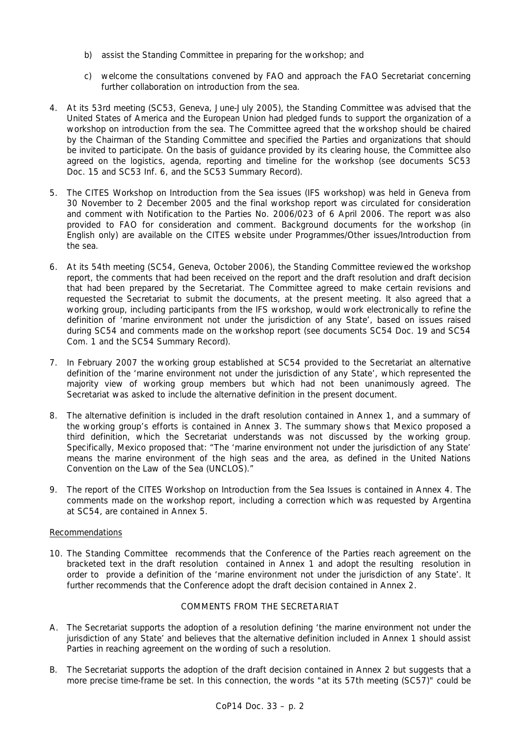b) assist the Standing Committee in preparing for the workshop; and

c) welcome the consultations convened by FAO and approach the FAO Secretariat concerning further collaboration on introduction from the sea.

4. At its 53rd meeting (SC53, Geneva, June-July 2005), the Standing Committee was advised that the United States of America and the European Union had pledged funds to support the organization of a workshop on introduction from the sea. The Committee agreed that the workshop should be chaired by the Chairman of the Standing Committee and specified the Parties and organizations that should be invited to participate. On the basis of guidance provided by its clearing house, the Committee also agreed on the logistics, agenda, reporting and timeline for the workshop (see documents SC53 Doc. 15 and SC53 Inf. 6, and the SC53 Summary Record).

5. The CITES Workshop on Introduction from the Sea issues (IFS workshop) was held in Geneva from 30 November to 2 December 2005 and the final workshop report was circulated for consideration and comment with Notification to the Parties No. 2006/023 of 6 April 2006. The report was also provided to FAO for consideration and comment. Background documents for the workshop (in English only) are available on the CITES website under Programmes/Other issues/Introduction from the sea.

6. At its 54th meeting (SC54, Geneva, October 2006), the Standing Committee reviewed the workshop report, the comments that had been received on the report and the draft resolution and draft decision that had been prepared by the Secretariat. The Committee agreed to make certain revisions and requested the Secretariat to submit the documents, at the present meeting. It also agreed that a working group, including participants from the IFS workshop, would work electronically to refine the definition of 'marine environment not under the jurisdiction of any State', based on issues raised during SC54 and comments made on the workshop report (see documents SC54 Doc. 19 and SC54 Com. 1 and the SC54 Summary Record).

7. In February 2007 the working group established at SC54 provided to the Secretariat an alternative definition of the 'marine environment not under the jurisdiction of any State', which represented the majority view of working group members but which had not been unanimously agreed. The Secretariat was asked to include the alternative definition in the present document.

8. The alternative definition is included in the draft resolution contained in Annex 1, and a summary of the working group's efforts is contained in Annex 3. The summary shows that Mexico proposed a third definition, which the Secretariat understands was not discussed by the working group. Specifically, Mexico proposed that: "The 'marine environment not under the jurisdiction of any State' means the marine environment of the high seas and the area, as defined in the United Nations Convention on the Law of the Sea (UNCLOS)."

9. The report of the CITES Workshop on Introduction from the Sea Issues is contained in Annex 4. The comments made on the workshop report, including a correction which was requested by Argentina at SC54, are contained in Annex 5.

Recommendations

10. The Standing Committee recommends that the Conference of the Parties reach agreement on the bracketed text in the draft resolution contained in Annex 1 and adopt the resulting resolution in order to provide a definition of the 'marine environment not under the jurisdiction of any State'. It further recommends that the Conference adopt the draft decision contained in Annex 2.

COMMENTS FROM THE SECRETARIAT

A. The Secretariat supports the adoption of a resolution defining 'the marine environment not under the jurisdiction of any State' and believes that the alternative definition included in Annex 1 should assist Parties in reaching agreement on the wording of such a resolution.

B. The Secretariat supports the adoption of the draft decision contained in Annex 2 but suggests that a more precise time-frame be set. In this connection, the words "at its 57th meeting (SC57)" could be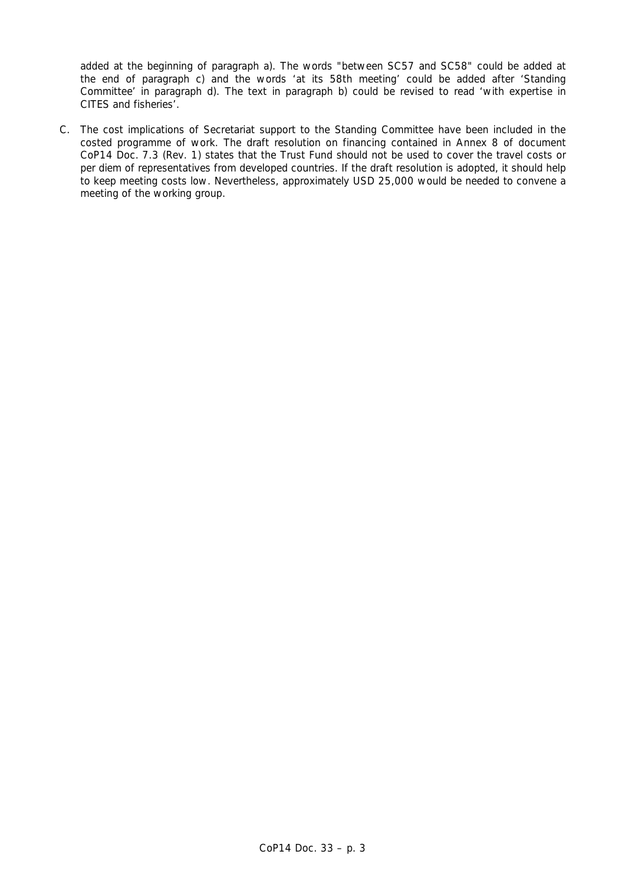added at the beginning of paragraph a). The words "between SC57 and SC58" could be added at the end of paragraph c) and the words 'at its 58th meeting' could be added after 'Standing Committee' in paragraph d). The text in paragraph b) could be revised to read 'with expertise in CITES and fisheries'.

C. The cost implications of Secretariat support to the Standing Committee have been included in the costed programme of work. The draft resolution on financing contained in Annex 8 of document CoP14 Doc. 7.3 (Rev. 1) states that the Trust Fund should not be used to cover the travel costs or per diem of representatives from developed countries. If the draft resolution is adopted, it should help to keep meeting costs low. Nevertheless, approximately USD 25,000 would be needed to convene a meeting of the working group.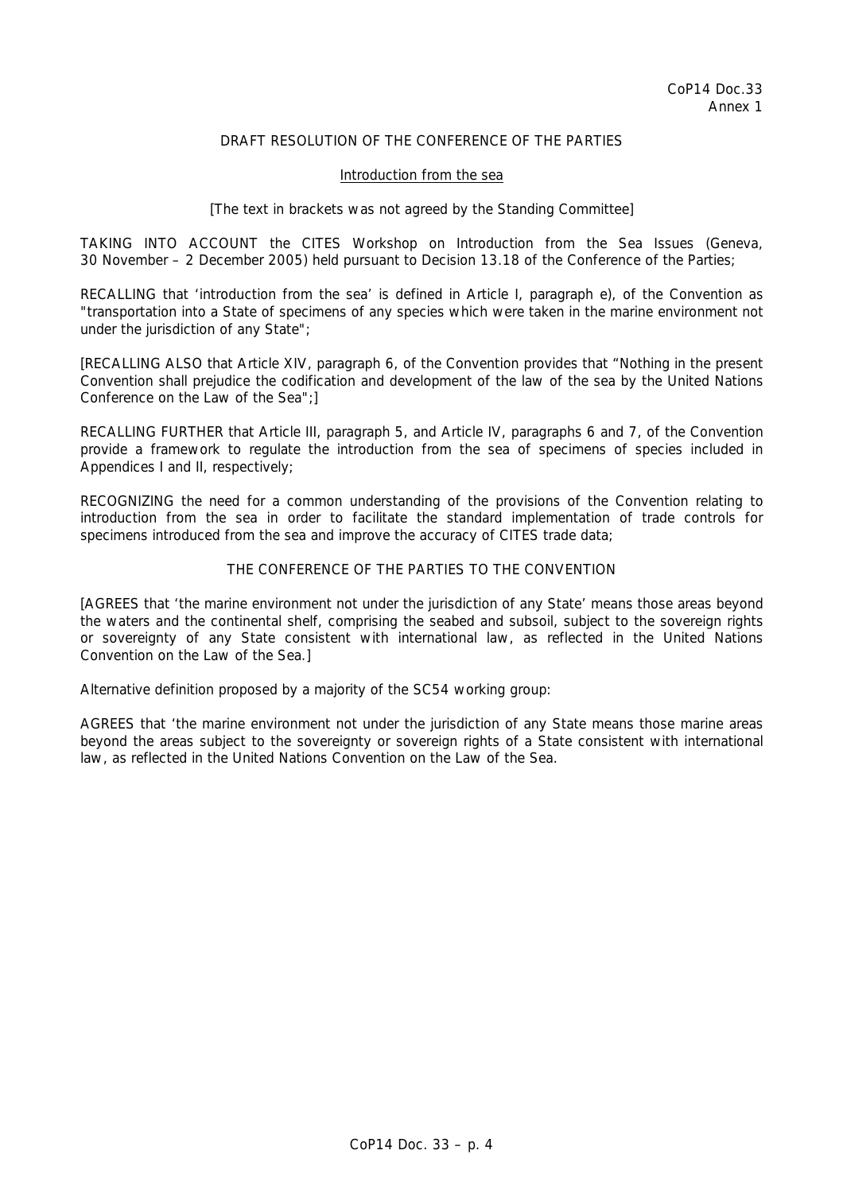CoP14 Doc.33
Annex 1

DRAFT RESOLUTION OF THE CONFERENCE OF THE PARTIES

Introduction from the sea

[The text in brackets was not agreed by the Standing Committee]

TAKING INTO ACCOUNT the CITES Workshop on Introduction from the Sea Issues (Geneva, 30 November – 2 December 2005) held pursuant to Decision 13.18 of the Conference of the Parties;

RECALLING that 'introduction from the sea' is defined in Article I, paragraph e), of the Convention as "transportation into a State of specimens of any species which were taken in the marine environment not under the jurisdiction of any State";

[RECALLING ALSO that Article XIV, paragraph 6, of the Convention provides that "Nothing in the present Convention shall prejudice the codification and development of the law of the sea by the United Nations Conference on the Law of the Sea";]

RECALLING FURTHER that Article III, paragraph 5, and Article IV, paragraphs 6 and 7, of the Convention provide a framework to regulate the introduction from the sea of specimens of species included in Appendices I and II, respectively;

RECOGNIZING the need for a common understanding of the provisions of the Convention relating to introduction from the sea in order to facilitate the standard implementation of trade controls for specimens introduced from the sea and improve the accuracy of CITES trade data;

THE CONFERENCE OF THE PARTIES TO THE CONVENTION

[AGREES that 'the marine environment not under the jurisdiction of any State' means those areas beyond the waters and the continental shelf, comprising the seabed and subsoil, subject to the sovereign rights or sovereignty of any State consistent with international law, as reflected in the United Nations Convention on the Law of the Sea.]

Alternative definition proposed by a majority of the SC54 working group:

AGREES that 'the marine environment not under the jurisdiction of any State means those marine areas beyond the areas subject to the sovereignty or sovereign rights of a State consistent with international law, as reflected in the United Nations Convention on the Law of the Sea.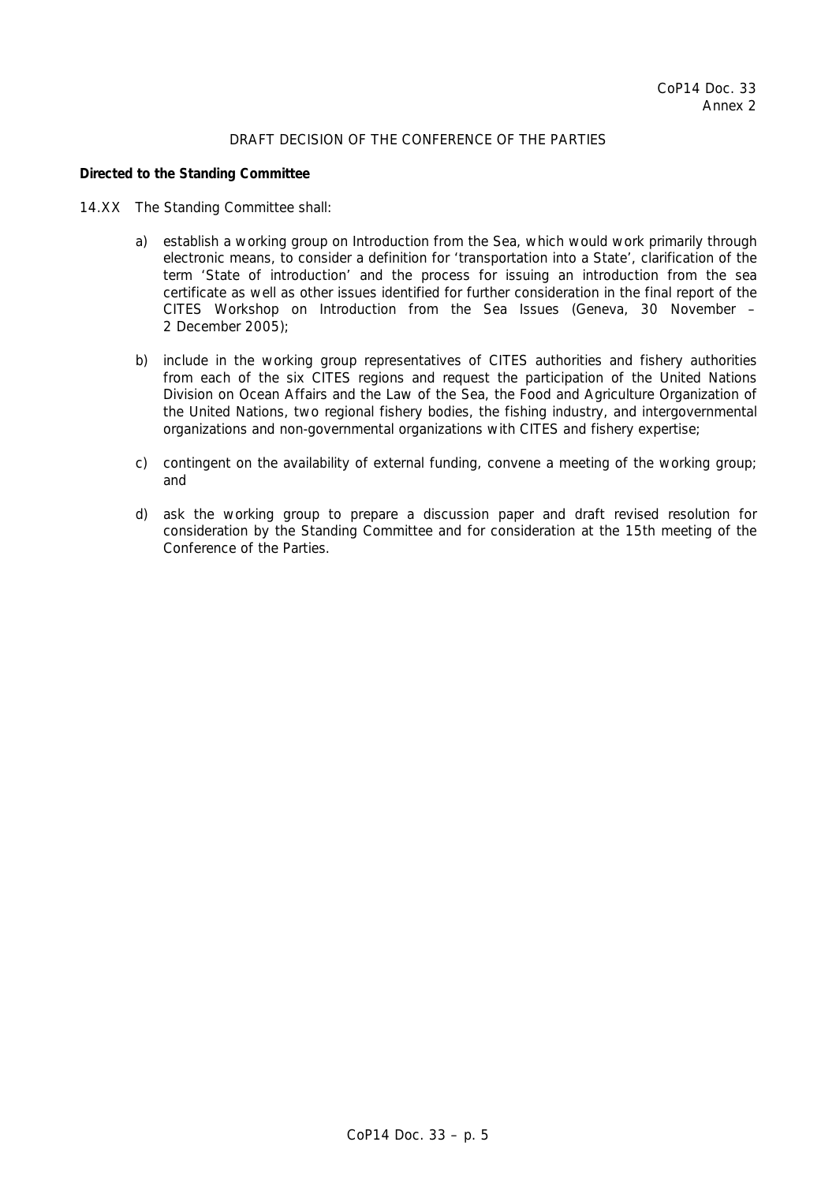CoP14 Doc. 33
Annex 2

DRAFT DECISION OF THE CONFERENCE OF THE PARTIES

**Directed to the Standing Committee**

14.XX The Standing Committee shall:

a) establish a working group on Introduction from the Sea, which would work primarily through electronic means, to consider a definition for 'transportation into a State', clarification of the term 'State of introduction' and the process for issuing an introduction from the sea certificate as well as other issues identified for further consideration in the final report of the CITES Workshop on Introduction from the Sea Issues (Geneva, 30 November – 2 December 2005);

b) include in the working group representatives of CITES authorities and fishery authorities from each of the six CITES regions and request the participation of the United Nations Division on Ocean Affairs and the Law of the Sea, the Food and Agriculture Organization of the United Nations, two regional fishery bodies, the fishing industry, and intergovernmental organizations and non-governmental organizations with CITES and fishery expertise;

c) contingent on the availability of external funding, convene a meeting of the working group; and

d) ask the working group to prepare a discussion paper and draft revised resolution for consideration by the Standing Committee and for consideration at the 15th meeting of the Conference of the Parties.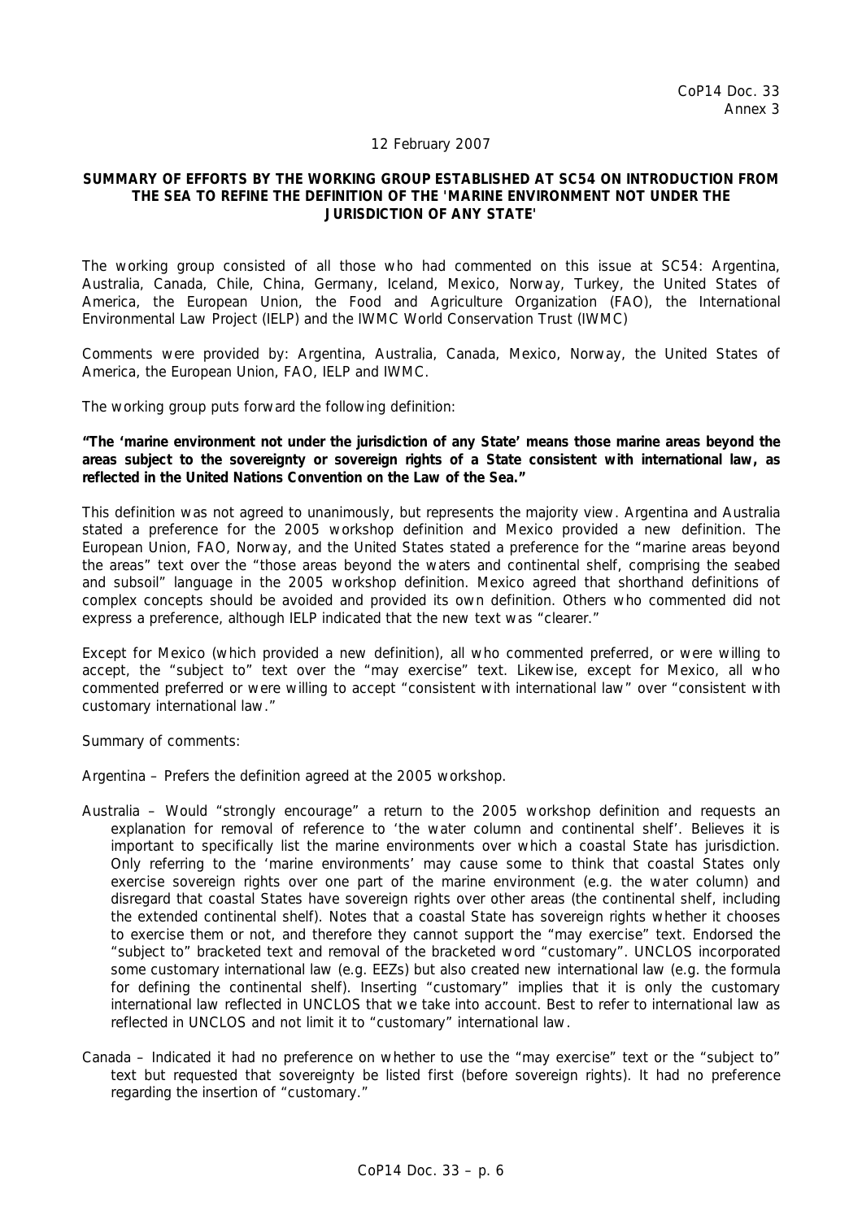CoP14 Doc. 33
Annex 3

12 February 2007

**SUMMARY OF EFFORTS BY THE WORKING GROUP ESTABLISHED AT SC54 ON INTRODUCTION FROM THE SEA TO REFINE THE DEFINITION OF THE 'MARINE ENVIRONMENT NOT UNDER THE JURISDICTION OF ANY STATE'**

The working group consisted of all those who had commented on this issue at SC54: Argentina, Australia, Canada, Chile, China, Germany, Iceland, Mexico, Norway, Turkey, the United States of America, the European Union, the Food and Agriculture Organization (FAO), the International Environmental Law Project (IELP) and the IWMC World Conservation Trust (IWMC)

Comments were provided by: Argentina, Australia, Canada, Mexico, Norway, the United States of America, the European Union, FAO, IELP and IWMC.

The working group puts forward the following definition:

**"The 'marine environment not under the jurisdiction of any State' means those marine areas beyond the areas subject to the sovereignty or sovereign rights of a State consistent with international law, as reflected in the United Nations Convention on the Law of the Sea."**

This definition was not agreed to unanimously, but represents the majority view. Argentina and Australia stated a preference for the 2005 workshop definition and Mexico provided a new definition. The European Union, FAO, Norway, and the United States stated a preference for the "marine areas beyond the areas" text over the "those areas beyond the waters and continental shelf, comprising the seabed and subsoil" language in the 2005 workshop definition. Mexico agreed that shorthand definitions of complex concepts should be avoided and provided its own definition. Others who commented did not express a preference, although IELP indicated that the new text was "clearer."

Except for Mexico (which provided a new definition), all who commented preferred, or were willing to accept, the "subject to" text over the "may exercise" text. Likewise, except for Mexico, all who commented preferred or were willing to accept "consistent with international law" over "consistent with customary international law."

Summary of comments:

Argentina – Prefers the definition agreed at the 2005 workshop.

Australia – Would "strongly encourage" a return to the 2005 workshop definition and requests an explanation for removal of reference to 'the water column and continental shelf'. Believes it is important to specifically list the marine environments over which a coastal State has jurisdiction. Only referring to the 'marine environments' may cause some to think that coastal States only exercise sovereign rights over one part of the marine environment (e.g. the water column) and disregard that coastal States have sovereign rights over other areas (the continental shelf, including the extended continental shelf). Notes that a coastal State has sovereign rights whether it chooses to exercise them or not, and therefore they cannot support the "may exercise" text. Endorsed the "subject to" bracketed text and removal of the bracketed word "customary". UNCLOS incorporated some customary international law (e.g. EEZs) but also created new international law (e.g. the formula for defining the continental shelf). Inserting "customary" implies that it is only the customary international law reflected in UNCLOS that we take into account. Best to refer to international law as reflected in UNCLOS and not limit it to "customary" international law.

Canada – Indicated it had no preference on whether to use the "may exercise" text or the "subject to" text but requested that sovereignty be listed first (before sovereign rights). It had no preference regarding the insertion of "customary."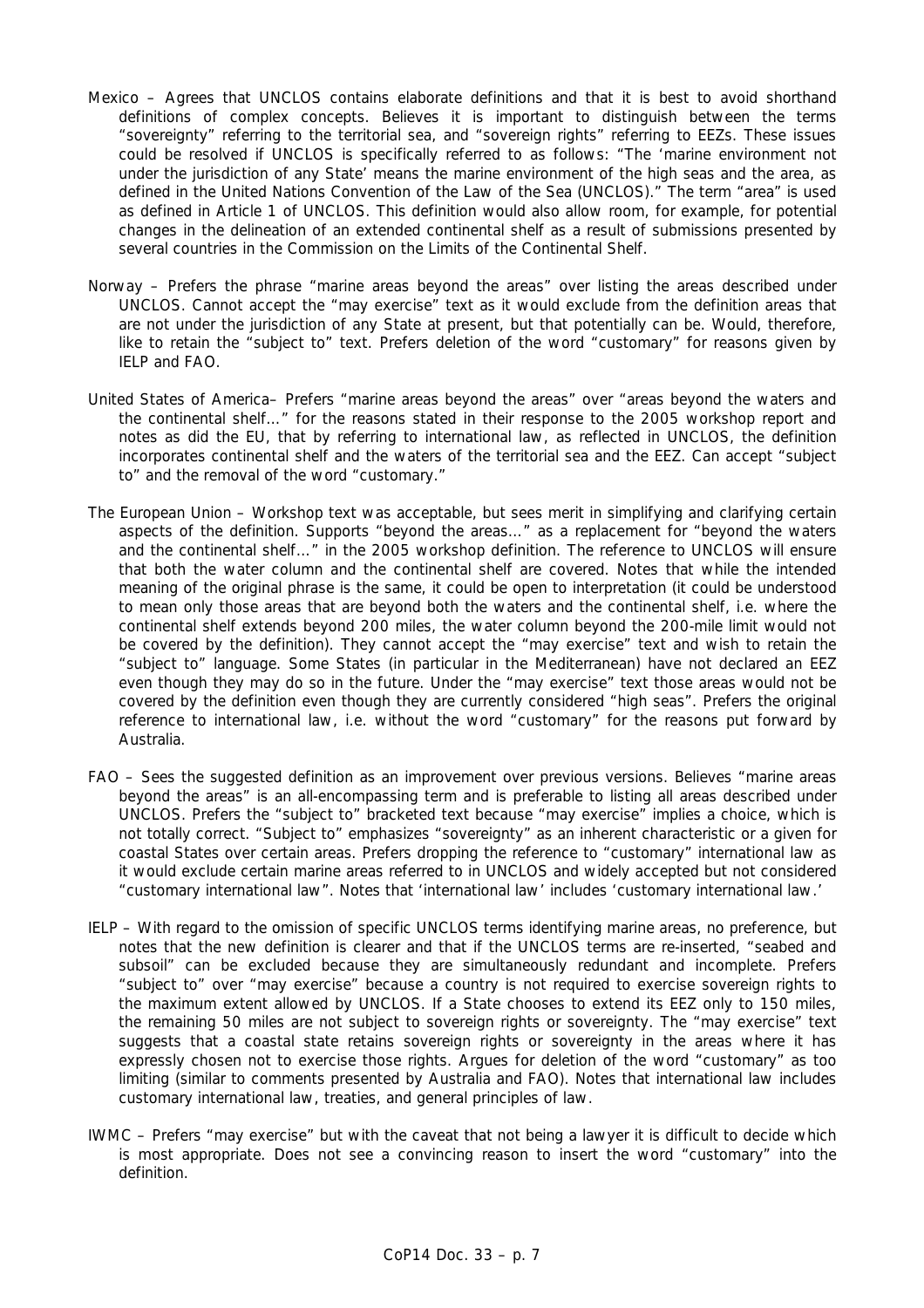Mexico – Agrees that UNCLOS contains elaborate definitions and that it is best to avoid shorthand definitions of complex concepts. Believes it is important to distinguish between the terms "sovereignty" referring to the territorial sea, and "sovereign rights" referring to EEZs. These issues could be resolved if UNCLOS is specifically referred to as follows: "The 'marine environment not under the jurisdiction of any State' means the marine environment of the high seas and the area, as defined in the United Nations Convention of the Law of the Sea (UNCLOS)." The term "area" is used as defined in Article 1 of UNCLOS. This definition would also allow room, for example, for potential changes in the delineation of an extended continental shelf as a result of submissions presented by several countries in the Commission on the Limits of the Continental Shelf.

Norway – Prefers the phrase "marine areas beyond the areas" over listing the areas described under UNCLOS. Cannot accept the "may exercise" text as it would exclude from the definition areas that are not under the jurisdiction of any State at present, but that potentially can be. Would, therefore, like to retain the "subject to" text. Prefers deletion of the word "customary" for reasons given by IELP and FAO.

United States of America– Prefers "marine areas beyond the areas" over "areas beyond the waters and the continental shelf…" for the reasons stated in their response to the 2005 workshop report and notes as did the EU, that by referring to international law, as reflected in UNCLOS, the definition incorporates continental shelf and the waters of the territorial sea and the EEZ. Can accept "subject to" and the removal of the word "customary."

The European Union – Workshop text was acceptable, but sees merit in simplifying and clarifying certain aspects of the definition. Supports "beyond the areas…" as a replacement for "beyond the waters and the continental shelf…" in the 2005 workshop definition. The reference to UNCLOS will ensure that both the water column and the continental shelf are covered. Notes that while the intended meaning of the original phrase is the same, it could be open to interpretation (it could be understood to mean only those areas that are beyond both the waters and the continental shelf, i.e. where the continental shelf extends beyond 200 miles, the water column beyond the 200-mile limit would not be covered by the definition). They cannot accept the "may exercise" text and wish to retain the "subject to" language. Some States (in particular in the Mediterranean) have not declared an EEZ even though they may do so in the future. Under the "may exercise" text those areas would not be covered by the definition even though they are currently considered "high seas". Prefers the original reference to international law, i.e. without the word "customary" for the reasons put forward by Australia.

FAO – Sees the suggested definition as an improvement over previous versions. Believes "marine areas beyond the areas" is an all-encompassing term and is preferable to listing all areas described under UNCLOS. Prefers the "subject to" bracketed text because "may exercise" implies a choice, which is not totally correct. "Subject to" emphasizes "sovereignty" as an inherent characteristic or a given for coastal States over certain areas. Prefers dropping the reference to "customary" international law as it would exclude certain marine areas referred to in UNCLOS and widely accepted but not considered "customary international law". Notes that 'international law' includes 'customary international law.'

IELP – With regard to the omission of specific UNCLOS terms identifying marine areas, no preference, but notes that the new definition is clearer and that if the UNCLOS terms are re-inserted, "seabed and subsoil" can be excluded because they are simultaneously redundant and incomplete. Prefers "subject to" over "may exercise" because a country is not required to exercise sovereign rights to the maximum extent allowed by UNCLOS. If a State chooses to extend its EEZ only to 150 miles, the remaining 50 miles are not subject to sovereign rights or sovereignty. The "may exercise" text suggests that a coastal state retains sovereign rights or sovereignty in the areas where it has expressly chosen not to exercise those rights. Argues for deletion of the word "customary" as too limiting (similar to comments presented by Australia and FAO). Notes that international law includes customary international law, treaties, and general principles of law.

IWMC – Prefers "may exercise" but with the caveat that not being a lawyer it is difficult to decide which is most appropriate. Does not see a convincing reason to insert the word "customary" into the definition.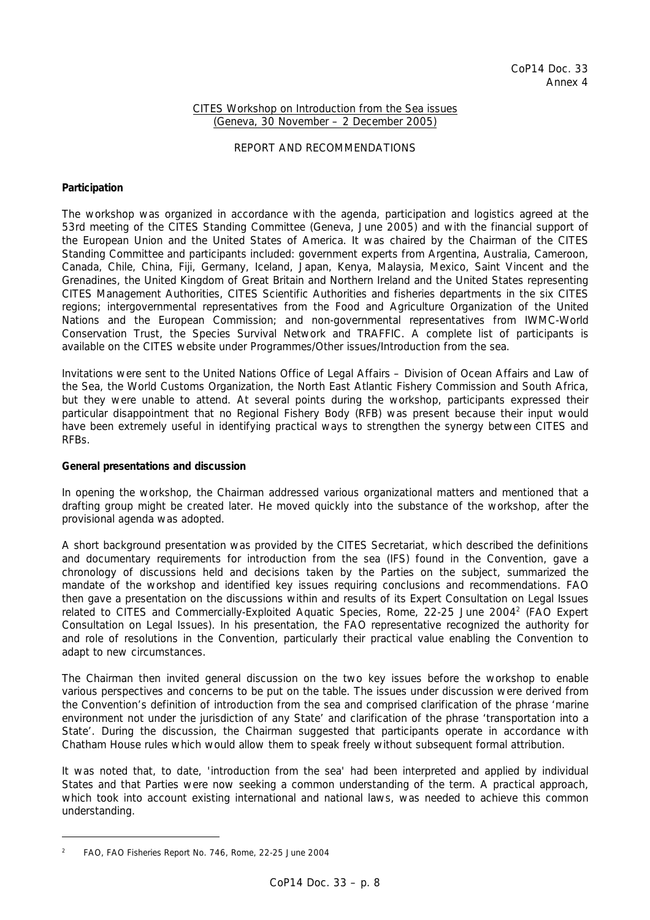CoP14 Doc. 33
Annex 4

CITES Workshop on Introduction from the Sea issues
(Geneva, 30 November – 2 December 2005)

REPORT AND RECOMMENDATIONS

**Participation**

The workshop was organized in accordance with the agenda, participation and logistics agreed at the 53rd meeting of the CITES Standing Committee (Geneva, June 2005) and with the financial support of the European Union and the United States of America. It was chaired by the Chairman of the CITES Standing Committee and participants included: government experts from Argentina, Australia, Cameroon, Canada, Chile, China, Fiji, Germany, Iceland, Japan, Kenya, Malaysia, Mexico, Saint Vincent and the Grenadines, the United Kingdom of Great Britain and Northern Ireland and the United States representing CITES Management Authorities, CITES Scientific Authorities and fisheries departments in the six CITES regions; intergovernmental representatives from the Food and Agriculture Organization of the United Nations and the European Commission; and non-governmental representatives from IWMC-World Conservation Trust, the Species Survival Network and TRAFFIC. A complete list of participants is available on the CITES website under Programmes/Other issues/Introduction from the sea.

Invitations were sent to the United Nations Office of Legal Affairs – Division of Ocean Affairs and Law of the Sea, the World Customs Organization, the North East Atlantic Fishery Commission and South Africa, but they were unable to attend. At several points during the workshop, participants expressed their particular disappointment that no Regional Fishery Body (RFB) was present because their input would have been extremely useful in identifying practical ways to strengthen the synergy between CITES and RFBs.

**General presentations and discussion**

In opening the workshop, the Chairman addressed various organizational matters and mentioned that a drafting group might be created later. He moved quickly into the substance of the workshop, after the provisional agenda was adopted.

A short background presentation was provided by the CITES Secretariat, which described the definitions and documentary requirements for introduction from the sea (IFS) found in the Convention, gave a chronology of discussions held and decisions taken by the Parties on the subject, summarized the mandate of the workshop and identified key issues requiring conclusions and recommendations. FAO then gave a presentation on the discussions within and results of its Expert Consultation on Legal Issues related to CITES and Commercially-Exploited Aquatic Species, Rome, 22-25 June 2004[2] (FAO Expert Consultation on Legal Issues). In his presentation, the FAO representative recognized the authority for and role of resolutions in the Convention, particularly their practical value enabling the Convention to adapt to new circumstances.

The Chairman then invited general discussion on the two key issues before the workshop to enable various perspectives and concerns to be put on the table. The issues under discussion were derived from the Convention's definition of introduction from the sea and comprised clarification of the phrase 'marine environment not under the jurisdiction of any State' and clarification of the phrase 'transportation into a State'. During the discussion, the Chairman suggested that participants operate in accordance with Chatham House rules which would allow them to speak freely without subsequent formal attribution.

It was noted that, to date, 'introduction from the sea' had been interpreted and applied by individual States and that Parties were now seeking a common understanding of the term. A practical approach, which took into account existing international and national laws, was needed to achieve this common understanding.

[2] FAO, FAO Fisheries Report No. 746, Rome, 22-25 June 2004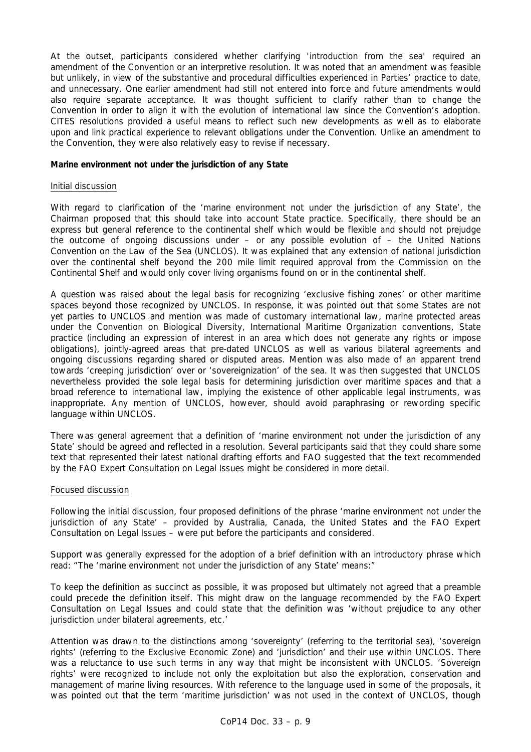At the outset, participants considered whether clarifying 'introduction from the sea' required an amendment of the Convention or an interpretive resolution. It was noted that an amendment was feasible but unlikely, in view of the substantive and procedural difficulties experienced in Parties' practice to date, and unnecessary. One earlier amendment had still not entered into force and future amendments would also require separate acceptance. It was thought sufficient to clarify rather than to change the Convention in order to align it with the evolution of international law since the Convention's adoption. CITES resolutions provided a useful means to reflect such new developments as well as to elaborate upon and link practical experience to relevant obligations under the Convention. Unlike an amendment to the Convention, they were also relatively easy to revise if necessary.

**Marine environment not under the jurisdiction of any State**

Initial discussion

With regard to clarification of the 'marine environment not under the jurisdiction of any State', the Chairman proposed that this should take into account State practice. Specifically, there should be an express but general reference to the continental shelf which would be flexible and should not prejudge the outcome of ongoing discussions under – or any possible evolution of – the United Nations Convention on the Law of the Sea (UNCLOS). It was explained that any extension of national jurisdiction over the continental shelf beyond the 200 mile limit required approval from the Commission on the Continental Shelf and would only cover living organisms found on or in the continental shelf.

A question was raised about the legal basis for recognizing 'exclusive fishing zones' or other maritime spaces beyond those recognized by UNCLOS. In response, it was pointed out that some States are not yet parties to UNCLOS and mention was made of customary international law, marine protected areas under the Convention on Biological Diversity, International Maritime Organization conventions, State practice (including an expression of interest in an area which does not generate any rights or impose obligations), jointly-agreed areas that pre-dated UNCLOS as well as various bilateral agreements and ongoing discussions regarding shared or disputed areas. Mention was also made of an apparent trend towards 'creeping jurisdiction' over or 'sovereignization' of the sea. It was then suggested that UNCLOS nevertheless provided the sole legal basis for determining jurisdiction over maritime spaces and that a broad reference to international law, implying the existence of other applicable legal instruments, was inappropriate. Any mention of UNCLOS, however, should avoid paraphrasing or rewording specific language within UNCLOS.

There was general agreement that a definition of 'marine environment not under the jurisdiction of any State' should be agreed and reflected in a resolution. Several participants said that they could share some text that represented their latest national drafting efforts and FAO suggested that the text recommended by the FAO Expert Consultation on Legal Issues might be considered in more detail.

Focused discussion

Following the initial discussion, four proposed definitions of the phrase 'marine environment not under the jurisdiction of any State' – provided by Australia, Canada, the United States and the FAO Expert Consultation on Legal Issues – were put before the participants and considered.

Support was generally expressed for the adoption of a brief definition with an introductory phrase which read: "The 'marine environment not under the jurisdiction of any State' means:"

To keep the definition as succinct as possible, it was proposed but ultimately not agreed that a preamble could precede the definition itself. This might draw on the language recommended by the FAO Expert Consultation on Legal Issues and could state that the definition was 'without prejudice to any other jurisdiction under bilateral agreements, etc.'

Attention was drawn to the distinctions among 'sovereignty' (referring to the territorial sea), 'sovereign rights' (referring to the Exclusive Economic Zone) and 'jurisdiction' and their use within UNCLOS. There was a reluctance to use such terms in any way that might be inconsistent with UNCLOS. 'Sovereign rights' were recognized to include not only the exploitation but also the exploration, conservation and management of marine living resources. With reference to the language used in some of the proposals, it was pointed out that the term 'maritime jurisdiction' was not used in the context of UNCLOS, though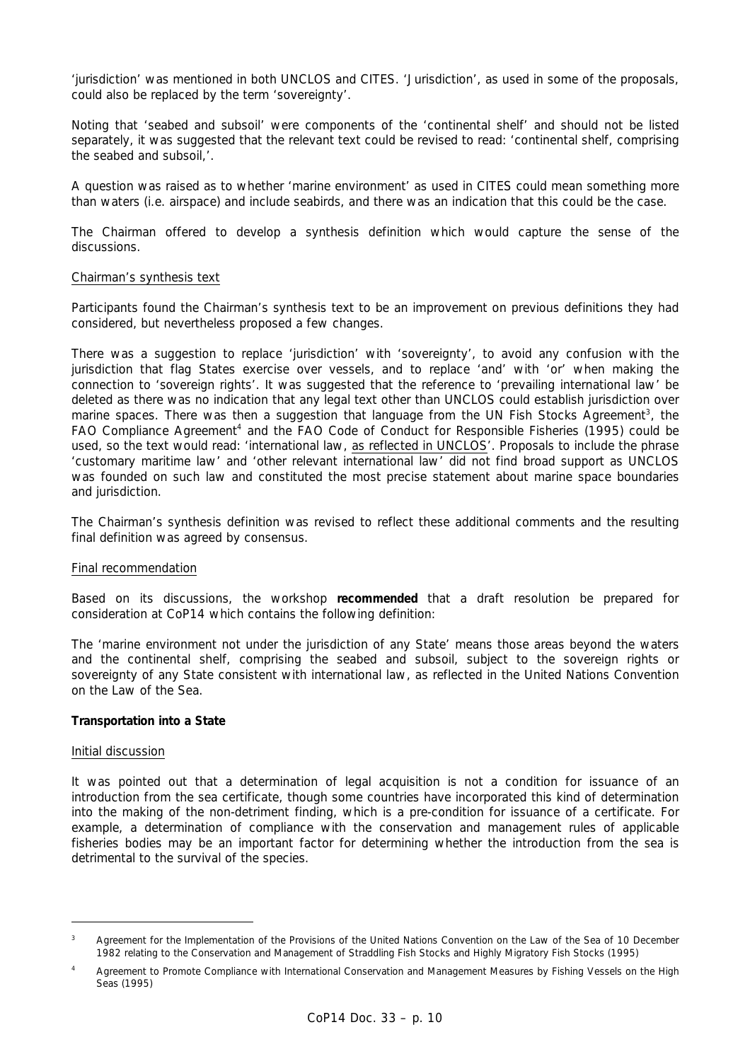'jurisdiction' was mentioned in both UNCLOS and CITES. 'Jurisdiction', as used in some of the proposals, could also be replaced by the term 'sovereignty'.

Noting that 'seabed and subsoil' were components of the 'continental shelf' and should not be listed separately, it was suggested that the relevant text could be revised to read: 'continental shelf, comprising the seabed and subsoil,'.

A question was raised as to whether 'marine environment' as used in CITES could mean something more than waters (i.e. airspace) and include seabirds, and there was an indication that this could be the case.

The Chairman offered to develop a synthesis definition which would capture the sense of the discussions.

Chairman's synthesis text

Participants found the Chairman's synthesis text to be an improvement on previous definitions they had considered, but nevertheless proposed a few changes.

There was a suggestion to replace 'jurisdiction' with 'sovereignty', to avoid any confusion with the jurisdiction that flag States exercise over vessels, and to replace 'and' with 'or' when making the connection to 'sovereign rights'. It was suggested that the reference to 'prevailing international law' be deleted as there was no indication that any legal text other than UNCLOS could establish jurisdiction over marine spaces. There was then a suggestion that language from the UN Fish Stocks Agreement[3], the FAO Compliance Agreement[4] and the FAO Code of Conduct for Responsible Fisheries (1995) could be used, so the text would read: 'international law, as reflected in UNCLOS'. Proposals to include the phrase 'customary maritime law' and 'other relevant international law' did not find broad support as UNCLOS was founded on such law and constituted the most precise statement about marine space boundaries and jurisdiction.

The Chairman's synthesis definition was revised to reflect these additional comments and the resulting final definition was agreed by consensus.

Final recommendation

Based on its discussions, the workshop **recommended** that a draft resolution be prepared for consideration at CoP14 which contains the following definition:

The 'marine environment not under the jurisdiction of any State' means those areas beyond the waters and the continental shelf, comprising the seabed and subsoil, subject to the sovereign rights or sovereignty of any State consistent with international law, as reflected in the United Nations Convention on the Law of the Sea.

**Transportation into a State**

Initial discussion

It was pointed out that a determination of legal acquisition is not a condition for issuance of an introduction from the sea certificate, though some countries have incorporated this kind of determination into the making of the non-detriment finding, which is a pre-condition for issuance of a certificate. For example, a determination of compliance with the conservation and management rules of applicable fisheries bodies may be an important factor for determining whether the introduction from the sea is detrimental to the survival of the species.

---

[3] Agreement for the Implementation of the Provisions of the United Nations Convention on the Law of the Sea of 10 December 1982 relating to the Conservation and Management of Straddling Fish Stocks and Highly Migratory Fish Stocks (1995)

[4] Agreement to Promote Compliance with International Conservation and Management Measures by Fishing Vessels on the High Seas (1995)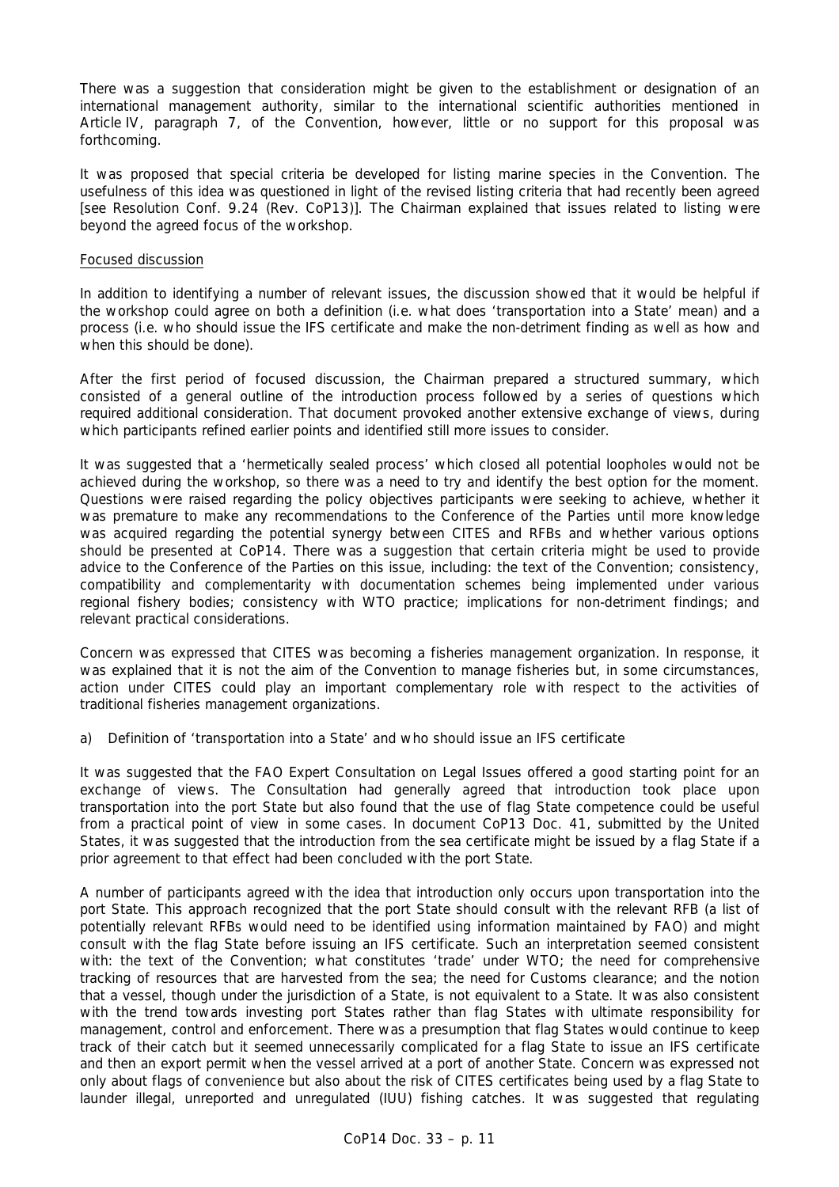There was a suggestion that consideration might be given to the establishment or designation of an international management authority, similar to the international scientific authorities mentioned in Article IV, paragraph 7, of the Convention, however, little or no support for this proposal was forthcoming.

It was proposed that special criteria be developed for listing marine species in the Convention. The usefulness of this idea was questioned in light of the revised listing criteria that had recently been agreed [see Resolution Conf. 9.24 (Rev. CoP13)]. The Chairman explained that issues related to listing were beyond the agreed focus of the workshop.

Focused discussion

In addition to identifying a number of relevant issues, the discussion showed that it would be helpful if the workshop could agree on both a definition (i.e. what does 'transportation into a State' mean) and a process (i.e. who should issue the IFS certificate and make the non-detriment finding as well as how and when this should be done).

After the first period of focused discussion, the Chairman prepared a structured summary, which consisted of a general outline of the introduction process followed by a series of questions which required additional consideration. That document provoked another extensive exchange of views, during which participants refined earlier points and identified still more issues to consider.

It was suggested that a 'hermetically sealed process' which closed all potential loopholes would not be achieved during the workshop, so there was a need to try and identify the best option for the moment. Questions were raised regarding the policy objectives participants were seeking to achieve, whether it was premature to make any recommendations to the Conference of the Parties until more knowledge was acquired regarding the potential synergy between CITES and RFBs and whether various options should be presented at CoP14. There was a suggestion that certain criteria might be used to provide advice to the Conference of the Parties on this issue, including: the text of the Convention; consistency, compatibility and complementarity with documentation schemes being implemented under various regional fishery bodies; consistency with WTO practice; implications for non-detriment findings; and relevant practical considerations.

Concern was expressed that CITES was becoming a fisheries management organization. In response, it was explained that it is not the aim of the Convention to manage fisheries but, in some circumstances, action under CITES could play an important complementary role with respect to the activities of traditional fisheries management organizations.

a) Definition of 'transportation into a State' and who should issue an IFS certificate

It was suggested that the FAO Expert Consultation on Legal Issues offered a good starting point for an exchange of views. The Consultation had generally agreed that introduction took place upon transportation into the port State but also found that the use of flag State competence could be useful from a practical point of view in some cases. In document CoP13 Doc. 41, submitted by the United States, it was suggested that the introduction from the sea certificate might be issued by a flag State if a prior agreement to that effect had been concluded with the port State.

A number of participants agreed with the idea that introduction only occurs upon transportation into the port State. This approach recognized that the port State should consult with the relevant RFB (a list of potentially relevant RFBs would need to be identified using information maintained by FAO) and might consult with the flag State before issuing an IFS certificate. Such an interpretation seemed consistent with: the text of the Convention; what constitutes 'trade' under WTO; the need for comprehensive tracking of resources that are harvested from the sea; the need for Customs clearance; and the notion that a vessel, though under the jurisdiction of a State, is not equivalent to a State. It was also consistent with the trend towards investing port States rather than flag States with ultimate responsibility for management, control and enforcement. There was a presumption that flag States would continue to keep track of their catch but it seemed unnecessarily complicated for a flag State to issue an IFS certificate and then an export permit when the vessel arrived at a port of another State. Concern was expressed not only about flags of convenience but also about the risk of CITES certificates being used by a flag State to launder illegal, unreported and unregulated (IUU) fishing catches. It was suggested that regulating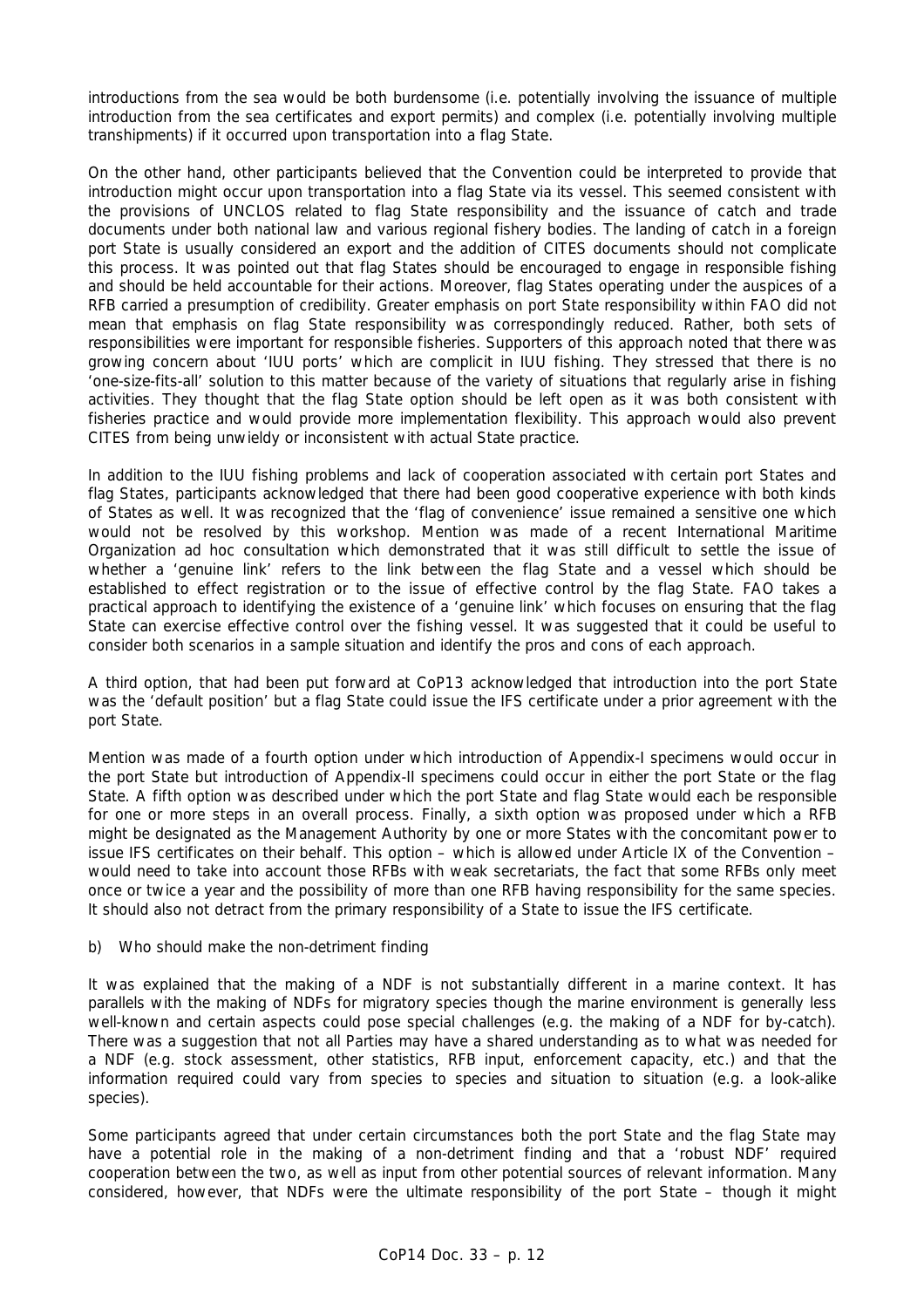introductions from the sea would be both burdensome (i.e. potentially involving the issuance of multiple introduction from the sea certificates and export permits) and complex (i.e. potentially involving multiple transhipments) if it occurred upon transportation into a flag State.

On the other hand, other participants believed that the Convention could be interpreted to provide that introduction might occur upon transportation into a flag State via its vessel. This seemed consistent with the provisions of UNCLOS related to flag State responsibility and the issuance of catch and trade documents under both national law and various regional fishery bodies. The landing of catch in a foreign port State is usually considered an export and the addition of CITES documents should not complicate this process. It was pointed out that flag States should be encouraged to engage in responsible fishing and should be held accountable for their actions. Moreover, flag States operating under the auspices of a RFB carried a presumption of credibility. Greater emphasis on port State responsibility within FAO did not mean that emphasis on flag State responsibility was correspondingly reduced. Rather, both sets of responsibilities were important for responsible fisheries. Supporters of this approach noted that there was growing concern about 'IUU ports' which are complicit in IUU fishing. They stressed that there is no 'one-size-fits-all' solution to this matter because of the variety of situations that regularly arise in fishing activities. They thought that the flag State option should be left open as it was both consistent with fisheries practice and would provide more implementation flexibility. This approach would also prevent CITES from being unwieldy or inconsistent with actual State practice.

In addition to the IUU fishing problems and lack of cooperation associated with certain port States and flag States, participants acknowledged that there had been good cooperative experience with both kinds of States as well. It was recognized that the 'flag of convenience' issue remained a sensitive one which would not be resolved by this workshop. Mention was made of a recent International Maritime Organization ad hoc consultation which demonstrated that it was still difficult to settle the issue of whether a 'genuine link' refers to the link between the flag State and a vessel which should be established to effect registration or to the issue of effective control by the flag State. FAO takes a practical approach to identifying the existence of a 'genuine link' which focuses on ensuring that the flag State can exercise effective control over the fishing vessel. It was suggested that it could be useful to consider both scenarios in a sample situation and identify the pros and cons of each approach.

A third option, that had been put forward at CoP13 acknowledged that introduction into the port State was the 'default position' but a flag State could issue the IFS certificate under a prior agreement with the port State.

Mention was made of a fourth option under which introduction of Appendix-I specimens would occur in the port State but introduction of Appendix-II specimens could occur in either the port State or the flag State. A fifth option was described under which the port State and flag State would each be responsible for one or more steps in an overall process. Finally, a sixth option was proposed under which a RFB might be designated as the Management Authority by one or more States with the concomitant power to issue IFS certificates on their behalf. This option – which is allowed under Article IX of the Convention – would need to take into account those RFBs with weak secretariats, the fact that some RFBs only meet once or twice a year and the possibility of more than one RFB having responsibility for the same species. It should also not detract from the primary responsibility of a State to issue the IFS certificate.

b) *Who should make the non-detriment finding*

It was explained that the making of a NDF is not substantially different in a marine context. It has parallels with the making of NDFs for migratory species though the marine environment is generally less well-known and certain aspects could pose special challenges (e.g. the making of a NDF for by-catch). There was a suggestion that not all Parties may have a shared understanding as to what was needed for a NDF (e.g. stock assessment, other statistics, RFB input, enforcement capacity, etc.) and that the information required could vary from species to species and situation to situation (e.g. a look-alike species).

Some participants agreed that under certain circumstances both the port State and the flag State may have a potential role in the making of a non-detriment finding and that a 'robust NDF' required cooperation between the two, as well as input from other potential sources of relevant information. Many considered, however, that NDFs were the ultimate responsibility of the port State – though it might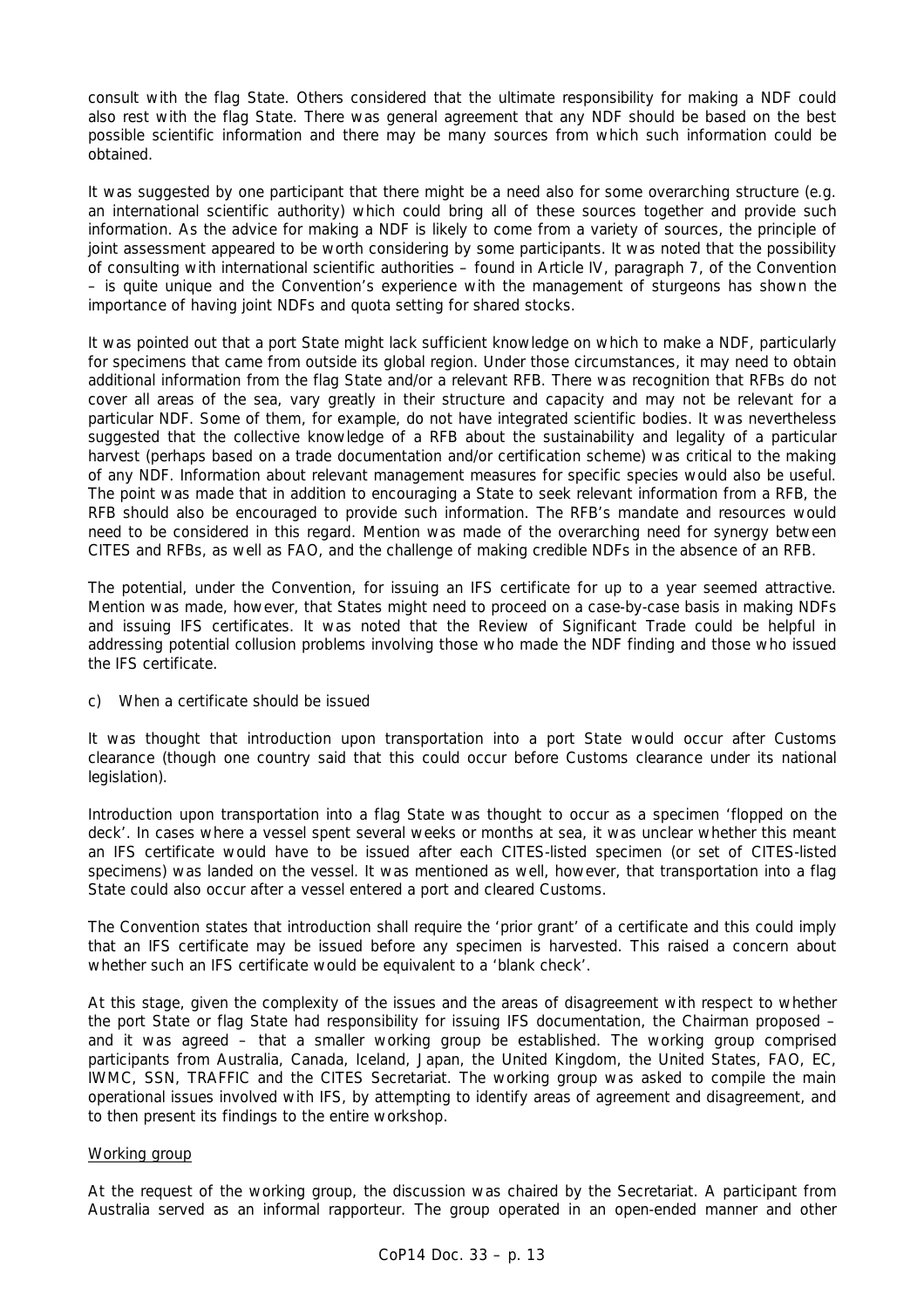consult with the flag State. Others considered that the ultimate responsibility for making a NDF could also rest with the flag State. There was general agreement that any NDF should be based on the best possible scientific information and there may be many sources from which such information could be obtained.

It was suggested by one participant that there might be a need also for some overarching structure (e.g. an international scientific authority) which could bring all of these sources together and provide such information. As the advice for making a NDF is likely to come from a variety of sources, the principle of joint assessment appeared to be worth considering by some participants. It was noted that the possibility of consulting with international scientific authorities – found in Article IV, paragraph 7, of the Convention – is quite unique and the Convention's experience with the management of sturgeons has shown the importance of having joint NDFs and quota setting for shared stocks.

It was pointed out that a port State might lack sufficient knowledge on which to make a NDF, particularly for specimens that came from outside its global region. Under those circumstances, it may need to obtain additional information from the flag State and/or a relevant RFB. There was recognition that RFBs do not cover all areas of the sea, vary greatly in their structure and capacity and may not be relevant for a particular NDF. Some of them, for example, do not have integrated scientific bodies. It was nevertheless suggested that the collective knowledge of a RFB about the sustainability and legality of a particular harvest (perhaps based on a trade documentation and/or certification scheme) was critical to the making of any NDF. Information about relevant management measures for specific species would also be useful. The point was made that in addition to encouraging a State to seek relevant information from a RFB, the RFB should also be encouraged to provide such information. The RFB's mandate and resources would need to be considered in this regard. Mention was made of the overarching need for synergy between CITES and RFBs, as well as FAO, and the challenge of making credible NDFs in the absence of an RFB.

The potential, under the Convention, for issuing an IFS certificate for up to a year seemed attractive. Mention was made, however, that States might need to proceed on a case-by-case basis in making NDFs and issuing IFS certificates. It was noted that the Review of Significant Trade could be helpful in addressing potential collusion problems involving those who made the NDF finding and those who issued the IFS certificate.

c) When a certificate should be issued

It was thought that introduction upon transportation into a port State would occur after Customs clearance (though one country said that this could occur before Customs clearance under its national legislation).

Introduction upon transportation into a flag State was thought to occur as a specimen 'flopped on the deck'. In cases where a vessel spent several weeks or months at sea, it was unclear whether this meant an IFS certificate would have to be issued after each CITES-listed specimen (or set of CITES-listed specimens) was landed on the vessel. It was mentioned as well, however, that transportation into a flag State could also occur after a vessel entered a port and cleared Customs.

The Convention states that introduction shall require the 'prior grant' of a certificate and this could imply that an IFS certificate may be issued before any specimen is harvested. This raised a concern about whether such an IFS certificate would be equivalent to a 'blank check'.

At this stage, given the complexity of the issues and the areas of disagreement with respect to whether the port State or flag State had responsibility for issuing IFS documentation, the Chairman proposed – and it was agreed – that a smaller working group be established. The working group comprised participants from Australia, Canada, Iceland, Japan, the United Kingdom, the United States, FAO, EC, IWMC, SSN, TRAFFIC and the CITES Secretariat. The working group was asked to compile the main operational issues involved with IFS, by attempting to identify areas of agreement and disagreement, and to then present its findings to the entire workshop.

Working group

At the request of the working group, the discussion was chaired by the Secretariat. A participant from Australia served as an informal rapporteur. The group operated in an open-ended manner and other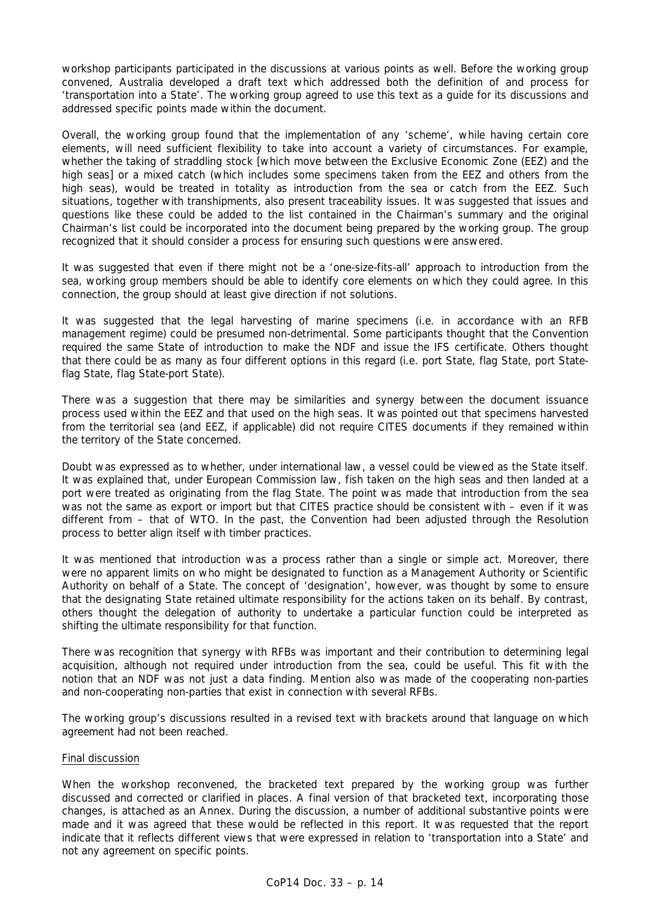workshop participants participated in the discussions at various points as well. Before the working group convened, Australia developed a draft text which addressed both the definition of and process for 'transportation into a State'. The working group agreed to use this text as a guide for its discussions and addressed specific points made within the document.

Overall, the working group found that the implementation of any 'scheme', while having certain core elements, will need sufficient flexibility to take into account a variety of circumstances. For example, whether the taking of straddling stock [which move between the Exclusive Economic Zone (EEZ) and the high seas] or a mixed catch (which includes some specimens taken from the EEZ and others from the high seas), would be treated in totality as introduction from the sea or catch from the EEZ. Such situations, together with transhipments, also present traceability issues. It was suggested that issues and questions like these could be added to the list contained in the Chairman's summary and the original Chairman's list could be incorporated into the document being prepared by the working group. The group recognized that it should consider a process for ensuring such questions were answered.

It was suggested that even if there might not be a 'one-size-fits-all' approach to introduction from the sea, working group members should be able to identify core elements on which they could agree. In this connection, the group should at least give direction if not solutions.

It was suggested that the legal harvesting of marine specimens (i.e. in accordance with an RFB management regime) could be presumed non-detrimental. Some participants thought that the Convention required the same State of introduction to make the NDF and issue the IFS certificate. Others thought that there could be as many as four different options in this regard (i.e. port State, flag State, port State-flag State, flag State-port State).

There was a suggestion that there may be similarities and synergy between the document issuance process used within the EEZ and that used on the high seas. It was pointed out that specimens harvested from the territorial sea (and EEZ, if applicable) did not require CITES documents if they remained within the territory of the State concerned.

Doubt was expressed as to whether, under international law, a vessel could be viewed as the State itself. It was explained that, under European Commission law, fish taken on the high seas and then landed at a port were treated as originating from the flag State. The point was made that introduction from the sea was not the same as export or import but that CITES practice should be consistent with – even if it was different from – that of WTO. In the past, the Convention had been adjusted through the Resolution process to better align itself with timber practices.

It was mentioned that introduction was a process rather than a single or simple act. Moreover, there were no apparent limits on who might be designated to function as a Management Authority or Scientific Authority on behalf of a State. The concept of 'designation', however, was thought by some to ensure that the designating State retained ultimate responsibility for the actions taken on its behalf. By contrast, others thought the delegation of authority to undertake a particular function could be interpreted as shifting the ultimate responsibility for that function.

There was recognition that synergy with RFBs was important and their contribution to determining legal acquisition, although not required under introduction from the sea, could be useful. This fit with the notion that an NDF was not just a data finding. Mention also was made of the cooperating non-parties and non-cooperating non-parties that exist in connection with several RFBs.

The working group's discussions resulted in a revised text with brackets around that language on which agreement had not been reached.

Final discussion

When the workshop reconvened, the bracketed text prepared by the working group was further discussed and corrected or clarified in places. A final version of that bracketed text, incorporating those changes, is attached as an Annex. During the discussion, a number of additional substantive points were made and it was agreed that these would be reflected in this report. It was requested that the report indicate that it reflects different views that were expressed in relation to 'transportation into a State' and not any agreement on specific points.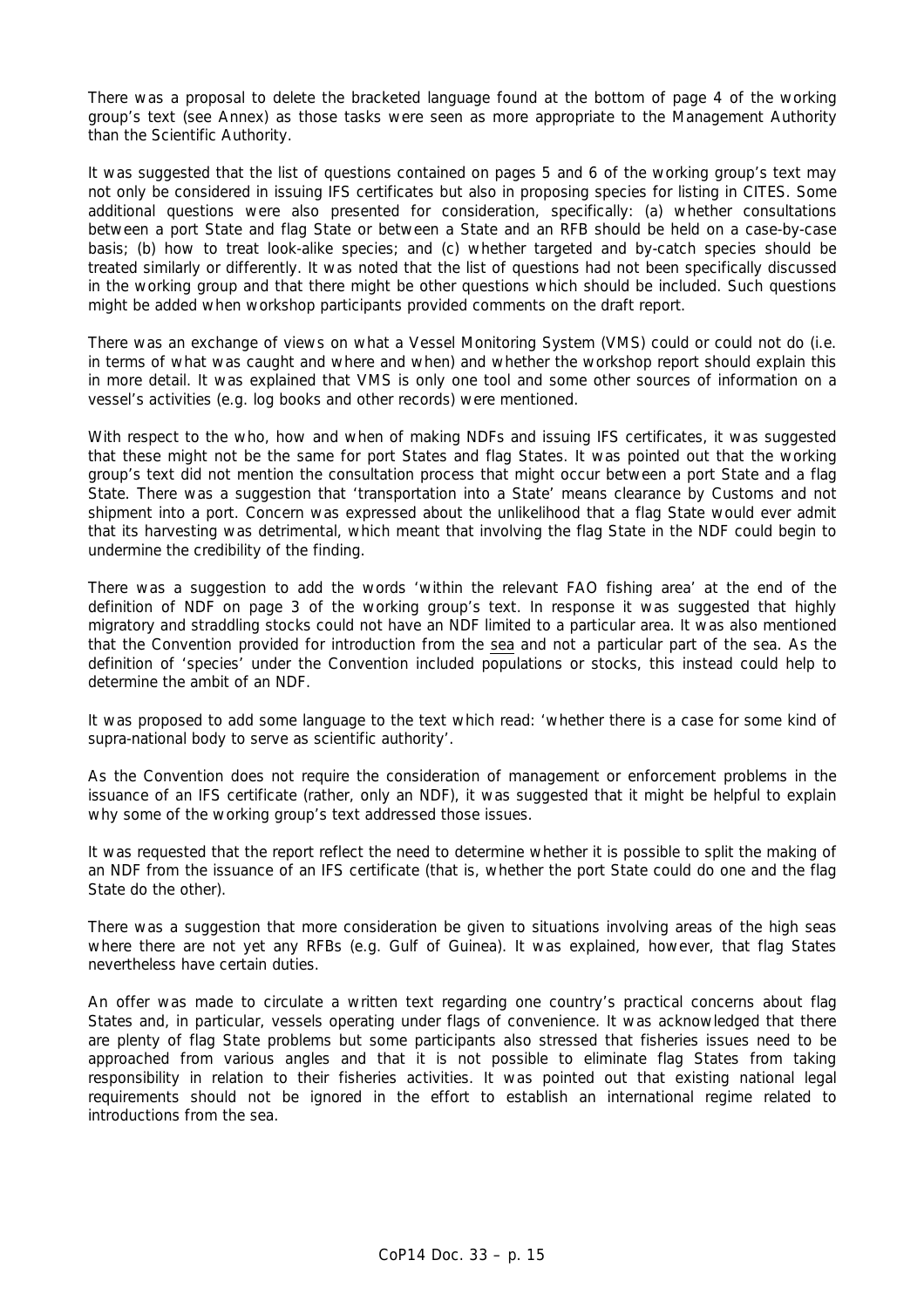There was a proposal to delete the bracketed language found at the bottom of page 4 of the working group's text (see Annex) as those tasks were seen as more appropriate to the Management Authority than the Scientific Authority.

It was suggested that the list of questions contained on pages 5 and 6 of the working group's text may not only be considered in issuing IFS certificates but also in proposing species for listing in CITES. Some additional questions were also presented for consideration, specifically: (a) whether consultations between a port State and flag State or between a State and an RFB should be held on a case-by-case basis; (b) how to treat look-alike species; and (c) whether targeted and by-catch species should be treated similarly or differently. It was noted that the list of questions had not been specifically discussed in the working group and that there might be other questions which should be included. Such questions might be added when workshop participants provided comments on the draft report.

There was an exchange of views on what a Vessel Monitoring System (VMS) could or could not do (i.e. in terms of what was caught and where and when) and whether the workshop report should explain this in more detail. It was explained that VMS is only one tool and some other sources of information on a vessel's activities (e.g. log books and other records) were mentioned.

With respect to the who, how and when of making NDFs and issuing IFS certificates, it was suggested that these might not be the same for port States and flag States. It was pointed out that the working group's text did not mention the consultation process that might occur between a port State and a flag State. There was a suggestion that 'transportation into a State' means clearance by Customs and not shipment into a port. Concern was expressed about the unlikelihood that a flag State would ever admit that its harvesting was detrimental, which meant that involving the flag State in the NDF could begin to undermine the credibility of the finding.

There was a suggestion to add the words 'within the relevant FAO fishing area' at the end of the definition of NDF on page 3 of the working group's text. In response it was suggested that highly migratory and straddling stocks could not have an NDF limited to a particular area. It was also mentioned that the Convention provided for introduction from the sea and not a particular part of the sea. As the definition of 'species' under the Convention included populations or stocks, this instead could help to determine the ambit of an NDF.

It was proposed to add some language to the text which read: 'whether there is a case for some kind of supra-national body to serve as scientific authority'.

As the Convention does not require the consideration of management or enforcement problems in the issuance of an IFS certificate (rather, only an NDF), it was suggested that it might be helpful to explain why some of the working group's text addressed those issues.

It was requested that the report reflect the need to determine whether it is possible to split the making of an NDF from the issuance of an IFS certificate (that is, whether the port State could do one and the flag State do the other).

There was a suggestion that more consideration be given to situations involving areas of the high seas where there are not yet any RFBs (e.g. Gulf of Guinea). It was explained, however, that flag States nevertheless have certain duties.

An offer was made to circulate a written text regarding one country's practical concerns about flag States and, in particular, vessels operating under flags of convenience. It was acknowledged that there are plenty of flag State problems but some participants also stressed that fisheries issues need to be approached from various angles and that it is not possible to eliminate flag States from taking responsibility in relation to their fisheries activities. It was pointed out that existing national legal requirements should not be ignored in the effort to establish an international regime related to introductions from the sea.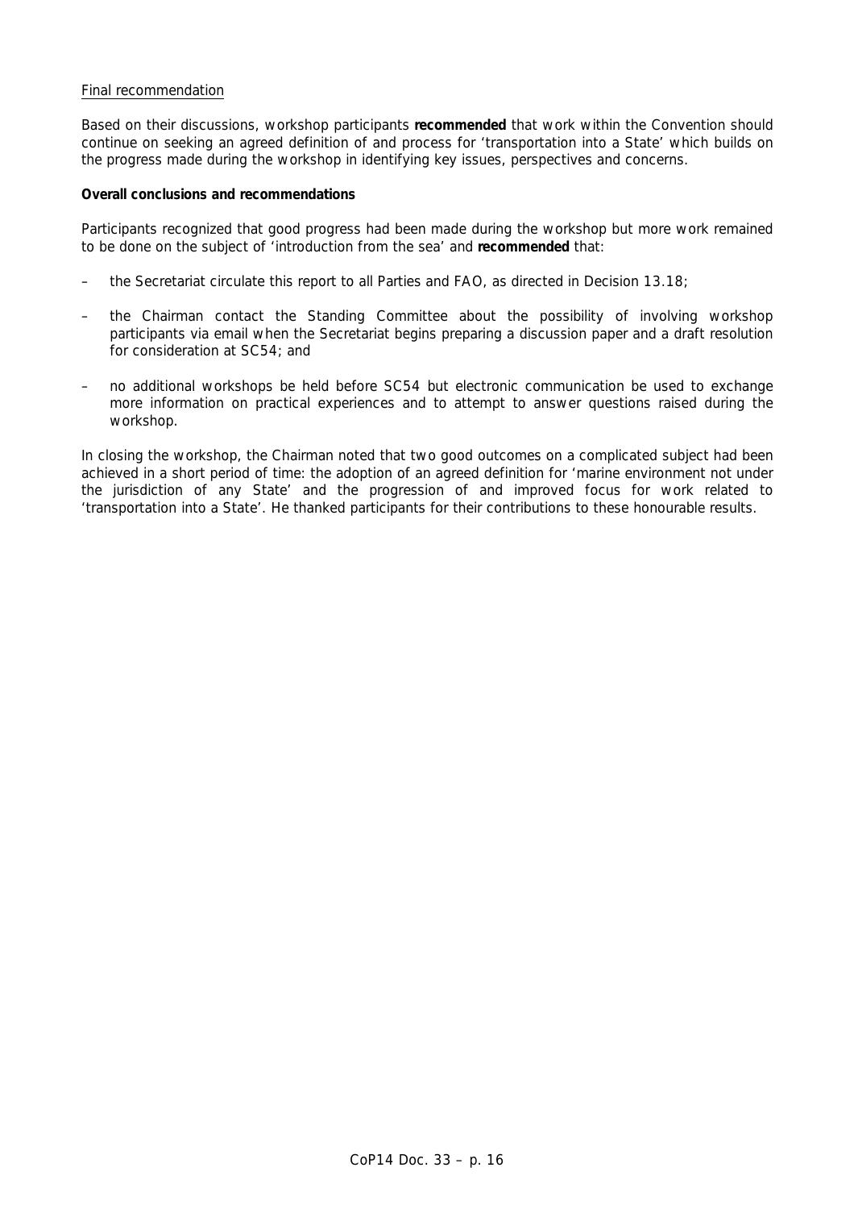<u>Final recommendation</u>

Based on their discussions, workshop participants **recommended** that work within the Convention should continue on seeking an agreed definition of and process for 'transportation into a State' which builds on the progress made during the workshop in identifying key issues, perspectives and concerns.

**Overall conclusions and recommendations**

Participants recognized that good progress had been made during the workshop but more work remained to be done on the subject of 'introduction from the sea' and **recommended** that:

– the Secretariat circulate this report to all Parties and FAO, as directed in Decision 13.18;

– the Chairman contact the Standing Committee about the possibility of involving workshop participants via email when the Secretariat begins preparing a discussion paper and a draft resolution for consideration at SC54; and

– no additional workshops be held before SC54 but electronic communication be used to exchange more information on practical experiences and to attempt to answer questions raised during the workshop.

In closing the workshop, the Chairman noted that two good outcomes on a complicated subject had been achieved in a short period of time: the adoption of an agreed definition for 'marine environment not under the jurisdiction of any State' and the progression of and improved focus for work related to 'transportation into a State'. He thanked participants for their contributions to these honourable results.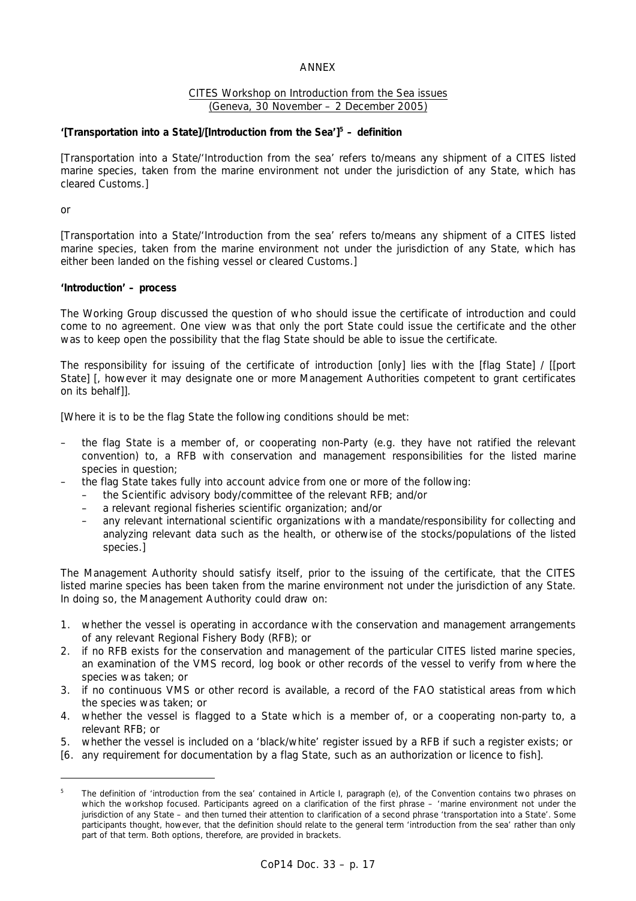ANNEX

CITES Workshop on Introduction from the Sea issues
(Geneva, 30 November – 2 December 2005)

**'[Transportation into a State]/[Introduction from the Sea']**[5] **– definition**

[Transportation into a State/'Introduction from the sea' refers to/means any shipment of a CITES listed marine species, taken from the marine environment not under the jurisdiction of any State, which has cleared Customs.]

or

[Transportation into a State/'Introduction from the sea' refers to/means any shipment of a CITES listed marine species, taken from the marine environment not under the jurisdiction of any State, which has either been landed on the fishing vessel or cleared Customs.]

**'Introduction' – process**

The Working Group discussed the question of who should issue the certificate of introduction and could come to no agreement. One view was that only the port State could issue the certificate and the other was to keep open the possibility that the flag State should be able to issue the certificate.

The responsibility for issuing of the certificate of introduction [only] lies with the [flag State] / [[port State] [, however it may designate one or more Management Authorities competent to grant certificates on its behalf]].

[Where it is to be the flag State the following conditions should be met:

- the flag State is a member of, or cooperating non-Party (e.g. they have not ratified the relevant convention) to, a RFB with conservation and management responsibilities for the listed marine species in question;
- the flag State takes fully into account advice from one or more of the following:
  - the Scientific advisory body/committee of the relevant RFB; and/or
  - a relevant regional fisheries scientific organization; and/or
  - any relevant international scientific organizations with a mandate/responsibility for collecting and analyzing relevant data such as the health, or otherwise of the stocks/populations of the listed species.]

The Management Authority should satisfy itself, prior to the issuing of the certificate, that the CITES listed marine species has been taken from the marine environment not under the jurisdiction of any State. In doing so, the Management Authority could draw on:

1. whether the vessel is operating in accordance with the conservation and management arrangements of any relevant Regional Fishery Body (RFB); or
2. if no RFB exists for the conservation and management of the particular CITES listed marine species, an examination of the VMS record, log book or other records of the vessel to verify from where the species was taken; or
3. if no continuous VMS or other record is available, a record of the FAO statistical areas from which the species was taken; or
4. whether the vessel is flagged to a State which is a member of, or a cooperating non-party to, a relevant RFB; or
5. whether the vessel is included on a 'black/white' register issued by a RFB if such a register exists; or
[6. any requirement for documentation by a flag State, such as an authorization or licence to fish].

---

[5] The definition of 'introduction from the sea' contained in Article I, paragraph (e), of the Convention contains two phrases on which the workshop focused. Participants agreed on a clarification of the first phrase – 'marine environment not under the jurisdiction of any State – and then turned their attention to clarification of a second phrase 'transportation into a State'. Some participants thought, however, that the definition should relate to the general term 'introduction from the sea' rather than only part of that term. Both options, therefore, are provided in brackets.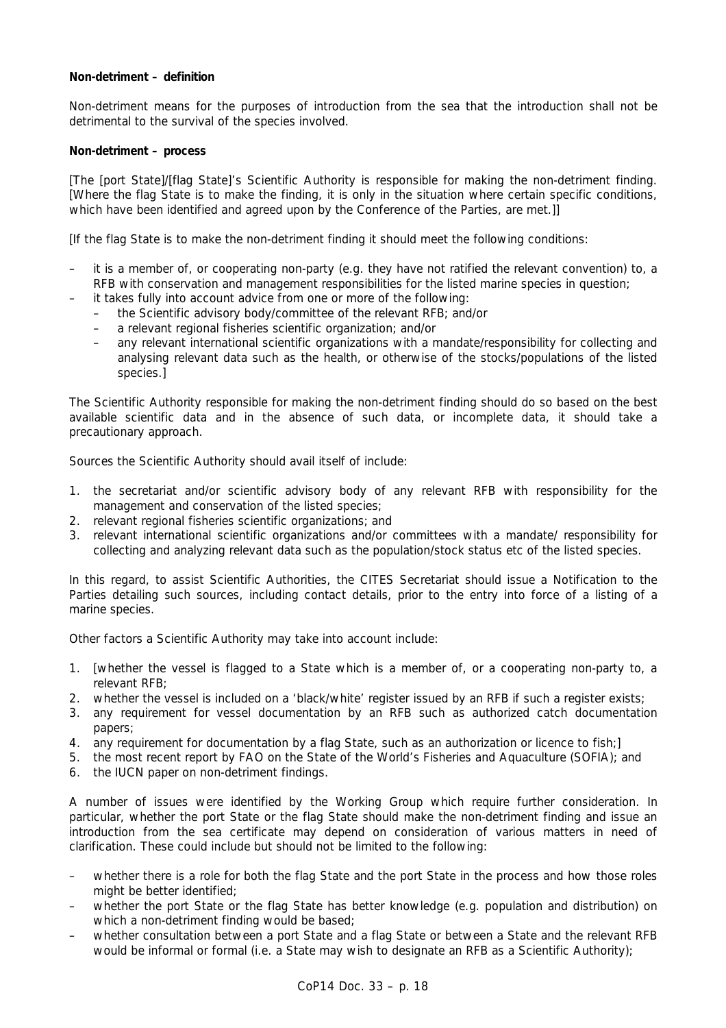**Non-detriment – definition**

Non-detriment means for the purposes of introduction from the sea that the introduction shall not be detrimental to the survival of the species involved.

**Non-detriment – process**

[The [port State]/[flag State]'s Scientific Authority is responsible for making the non-detriment finding. [Where the flag State is to make the finding, it is only in the situation where certain specific conditions, which have been identified and agreed upon by the Conference of the Parties, are met.]]

[If the flag State is to make the non-detriment finding it should meet the following conditions:

- it is a member of, or cooperating non-party (e.g. they have not ratified the relevant convention) to, a RFB with conservation and management responsibilities for the listed marine species in question;
- it takes fully into account advice from one or more of the following:
  - the Scientific advisory body/committee of the relevant RFB; and/or
  - a relevant regional fisheries scientific organization; and/or
  - any relevant international scientific organizations with a mandate/responsibility for collecting and analysing relevant data such as the health, or otherwise of the stocks/populations of the listed species.]

The Scientific Authority responsible for making the non-detriment finding should do so based on the best available scientific data and in the absence of such data, or incomplete data, it should take a precautionary approach.

Sources the Scientific Authority should avail itself of include:

1. the secretariat and/or scientific advisory body of any relevant RFB with responsibility for the management and conservation of the listed species;
2. relevant regional fisheries scientific organizations; and
3. relevant international scientific organizations and/or committees with a mandate/ responsibility for collecting and analyzing relevant data such as the population/stock status etc of the listed species.

In this regard, to assist Scientific Authorities, the CITES Secretariat should issue a Notification to the Parties detailing such sources, including contact details, prior to the entry into force of a listing of a marine species.

Other factors a Scientific Authority may take into account include:

1. [whether the vessel is flagged to a State which is a member of, or a cooperating non-party to, a relevant RFB;
2. whether the vessel is included on a 'black/white' register issued by an RFB if such a register exists;
3. any requirement for vessel documentation by an RFB such as authorized catch documentation papers;
4. any requirement for documentation by a flag State, such as an authorization or licence to fish;]
5. the most recent report by FAO on the State of the World's Fisheries and Aquaculture (SOFIA); and
6. the IUCN paper on non-detriment findings.

A number of issues were identified by the Working Group which require further consideration. In particular, whether the port State or the flag State should make the non-detriment finding and issue an introduction from the sea certificate may depend on consideration of various matters in need of clarification. These could include but should not be limited to the following:

- whether there is a role for both the flag State and the port State in the process and how those roles might be better identified;
- whether the port State or the flag State has better knowledge (e.g. population and distribution) on which a non-detriment finding would be based;
- whether consultation between a port State and a flag State or between a State and the relevant RFB would be informal or formal (i.e. a State may wish to designate an RFB as a Scientific Authority);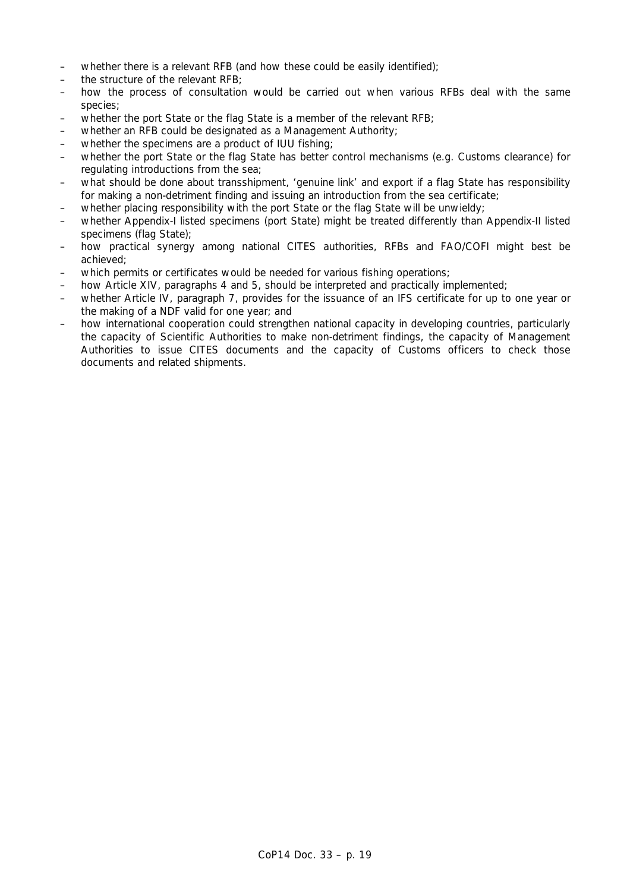- whether there is a relevant RFB (and how these could be easily identified);
- the structure of the relevant RFB;
- how the process of consultation would be carried out when various RFBs deal with the same species;
- whether the port State or the flag State is a member of the relevant RFB;
- whether an RFB could be designated as a Management Authority;
- whether the specimens are a product of IUU fishing;
- whether the port State or the flag State has better control mechanisms (e.g. Customs clearance) for regulating introductions from the sea;
- what should be done about transshipment, 'genuine link' and export if a flag State has responsibility for making a non-detriment finding and issuing an introduction from the sea certificate;
- whether placing responsibility with the port State or the flag State will be unwieldy;
- whether Appendix-I listed specimens (port State) might be treated differently than Appendix-II listed specimens (flag State);
- how practical synergy among national CITES authorities, RFBs and FAO/COFI might best be achieved;
- which permits or certificates would be needed for various fishing operations;
- how Article XIV, paragraphs 4 and 5, should be interpreted and practically implemented;
- whether Article IV, paragraph 7, provides for the issuance of an IFS certificate for up to one year or the making of a NDF valid for one year; and
- how international cooperation could strengthen national capacity in developing countries, particularly the capacity of Scientific Authorities to make non-detriment findings, the capacity of Management Authorities to issue CITES documents and the capacity of Customs officers to check those documents and related shipments.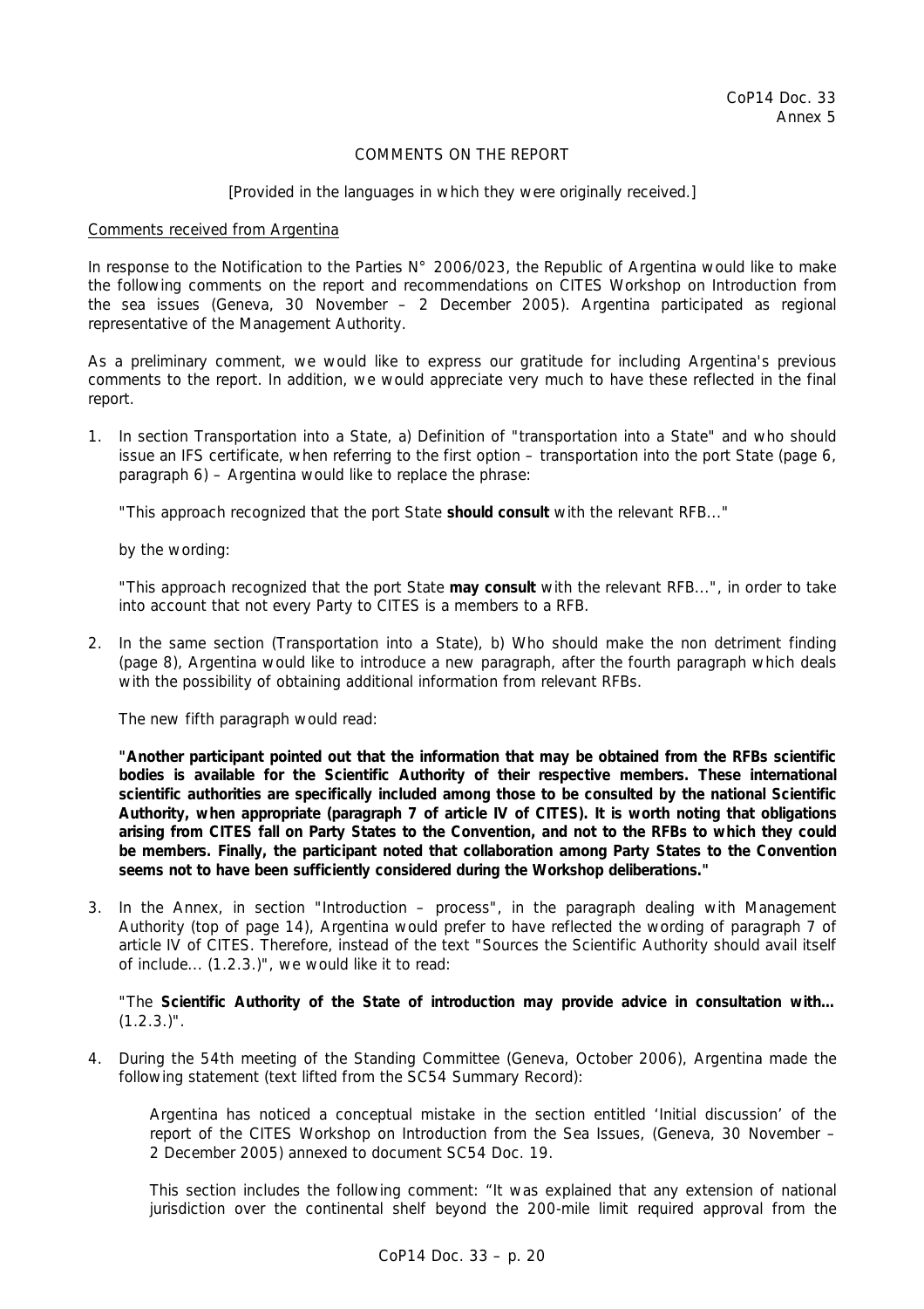CoP14 Doc. 33
Annex 5

COMMENTS ON THE REPORT

[Provided in the languages in which they were originally received.]

Comments received from Argentina

In response to the Notification to the Parties N° 2006/023, the Republic of Argentina would like to make the following comments on the report and recommendations on CITES Workshop on Introduction from the sea issues (Geneva, 30 November – 2 December 2005). Argentina participated as regional representative of the Management Authority.

As a preliminary comment, we would like to express our gratitude for including Argentina's previous comments to the report. In addition, we would appreciate very much to have these reflected in the final report.

1. In section Transportation into a State, a) Definition of "transportation into a State" and who should issue an IFS certificate, when referring to the first option – transportation into the port State (page 6, paragraph 6) – Argentina would like to replace the phrase:

   "This approach recognized that the port State **should consult** with the relevant RFB..."

   by the wording:

   "This approach recognized that the port State **may consult** with the relevant RFB...", in order to take into account that not every Party to CITES is a members to a RFB.

2. In the same section (Transportation into a State), b) Who should make the non detriment finding (page 8), Argentina would like to introduce a new paragraph, after the fourth paragraph which deals with the possibility of obtaining additional information from relevant RFBs.

   The new fifth paragraph would read:

   **"Another participant pointed out that the information that may be obtained from the RFBs scientific bodies is available for the Scientific Authority of their respective members. These international scientific authorities are specifically included among those to be consulted by the national Scientific Authority, when appropriate (paragraph 7 of article IV of CITES). It is worth noting that obligations arising from CITES fall on Party States to the Convention, and not to the RFBs to which they could be members. Finally, the participant noted that collaboration among Party States to the Convention seems not to have been sufficiently considered during the Workshop deliberations."**

3. In the Annex, in section "Introduction – process", in the paragraph dealing with Management Authority (top of page 14), Argentina would prefer to have reflected the wording of paragraph 7 of article IV of CITES. Therefore, instead of the text "Sources the Scientific Authority should avail itself of include... (1.2.3.)", we would like it to read:

   "The **Scientific Authority of the State of introduction may provide advice in consultation with…** (1.2.3.)".

4. During the 54th meeting of the Standing Committee (Geneva, October 2006), Argentina made the following statement (text lifted from the SC54 Summary Record):

   > Argentina has noticed a conceptual mistake in the section entitled 'Initial discussion' of the report of the CITES Workshop on Introduction from the Sea Issues, (Geneva, 30 November – 2 December 2005) annexed to document SC54 Doc. 19.
   >
   > This section includes the following comment: "It was explained that any extension of national jurisdiction over the continental shelf beyond the 200-mile limit required approval from the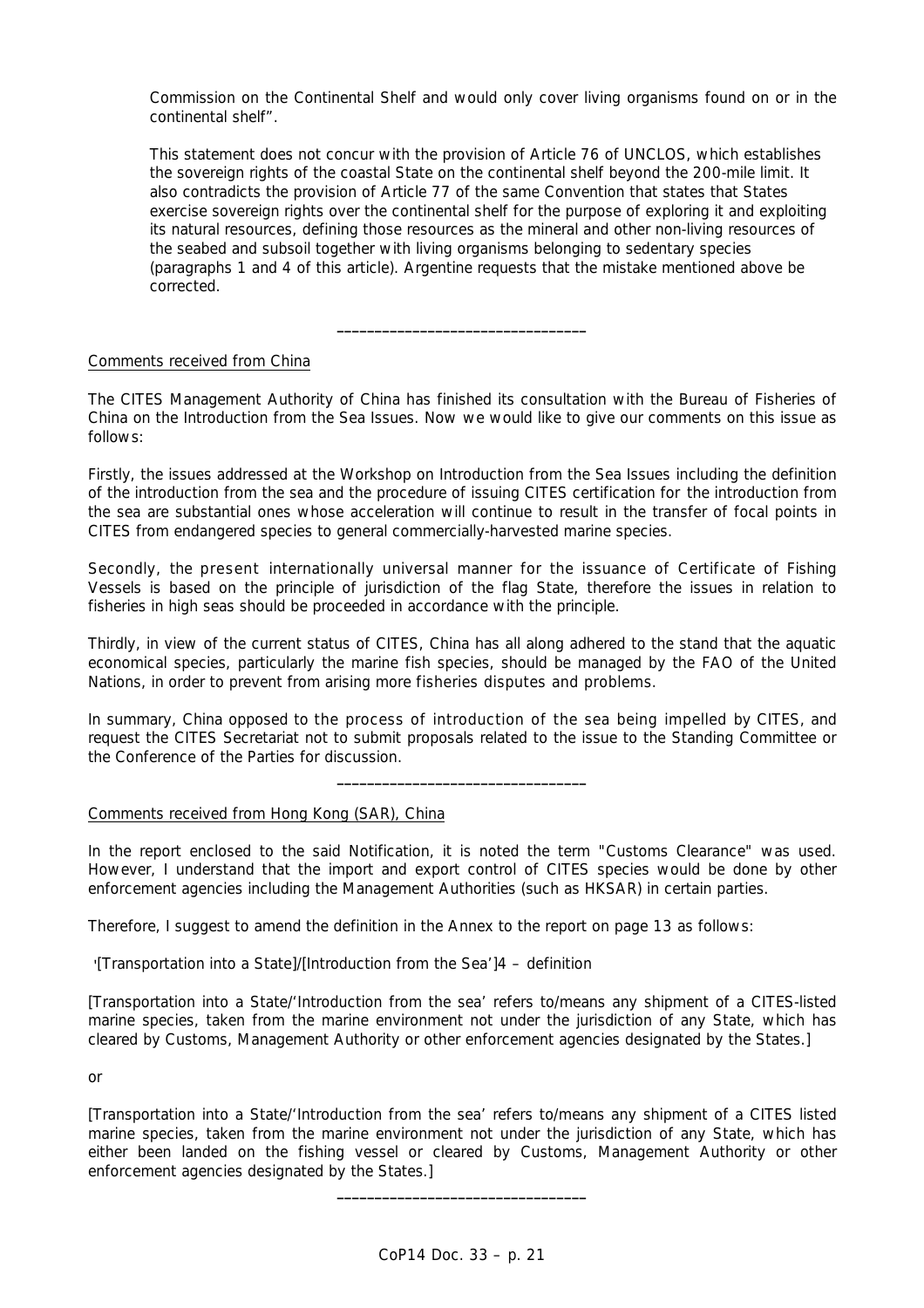Commission on the Continental Shelf and would only cover living organisms found on or in the continental shelf".

This statement does not concur with the provision of Article 76 of UNCLOS, which establishes the sovereign rights of the coastal State on the continental shelf beyond the 200-mile limit. It also contradicts the provision of Article 77 of the same Convention that states that States exercise sovereign rights over the continental shelf for the purpose of exploring it and exploiting its natural resources, defining those resources as the mineral and other non-living resources of the seabed and subsoil together with living organisms belonging to sedentary species (paragraphs 1 and 4 of this article). Argentine requests that the mistake mentioned above be corrected.

---

Comments received from China

The CITES Management Authority of China has finished its consultation with the Bureau of Fisheries of China on the Introduction from the Sea Issues. Now we would like to give our comments on this issue as follows:

Firstly, the issues addressed at the Workshop on Introduction from the Sea Issues including the definition of the introduction from the sea and the procedure of issuing CITES certification for the introduction from the sea are substantial ones whose acceleration will continue to result in the transfer of focal points in CITES from endangered species to general commercially-harvested marine species.

Secondly, the present internationally universal manner for the issuance of Certificate of Fishing Vessels is based on the principle of jurisdiction of the flag State, therefore the issues in relation to fisheries in high seas should be proceeded in accordance with the principle.

Thirdly, in view of the current status of CITES, China has all along adhered to the stand that the aquatic economical species, particularly the marine fish species, should be managed by the FAO of the United Nations, in order to prevent from arising more fisheries disputes and problems.

In summary, China opposed to the process of introduction of the sea being impelled by CITES, and request the CITES Secretariat not to submit proposals related to the issue to the Standing Committee or the Conference of the Parties for discussion.

---

Comments received from Hong Kong (SAR), China

In the report enclosed to the said Notification, it is noted the term "Customs Clearance" was used. However, I understand that the import and export control of CITES species would be done by other enforcement agencies including the Management Authorities (such as HKSAR) in certain parties.

Therefore, I suggest to amend the definition in the Annex to the report on page 13 as follows:

'[Transportation into a State]/[Introduction from the Sea']4 – definition

[Transportation into a State/'Introduction from the sea' refers to/means any shipment of a CITES-listed marine species, taken from the marine environment not under the jurisdiction of any State, which has cleared by Customs, Management Authority or other enforcement agencies designated by the States.]

or

[Transportation into a State/'Introduction from the sea' refers to/means any shipment of a CITES listed marine species, taken from the marine environment not under the jurisdiction of any State, which has either been landed on the fishing vessel or cleared by Customs, Management Authority or other enforcement agencies designated by the States.]

---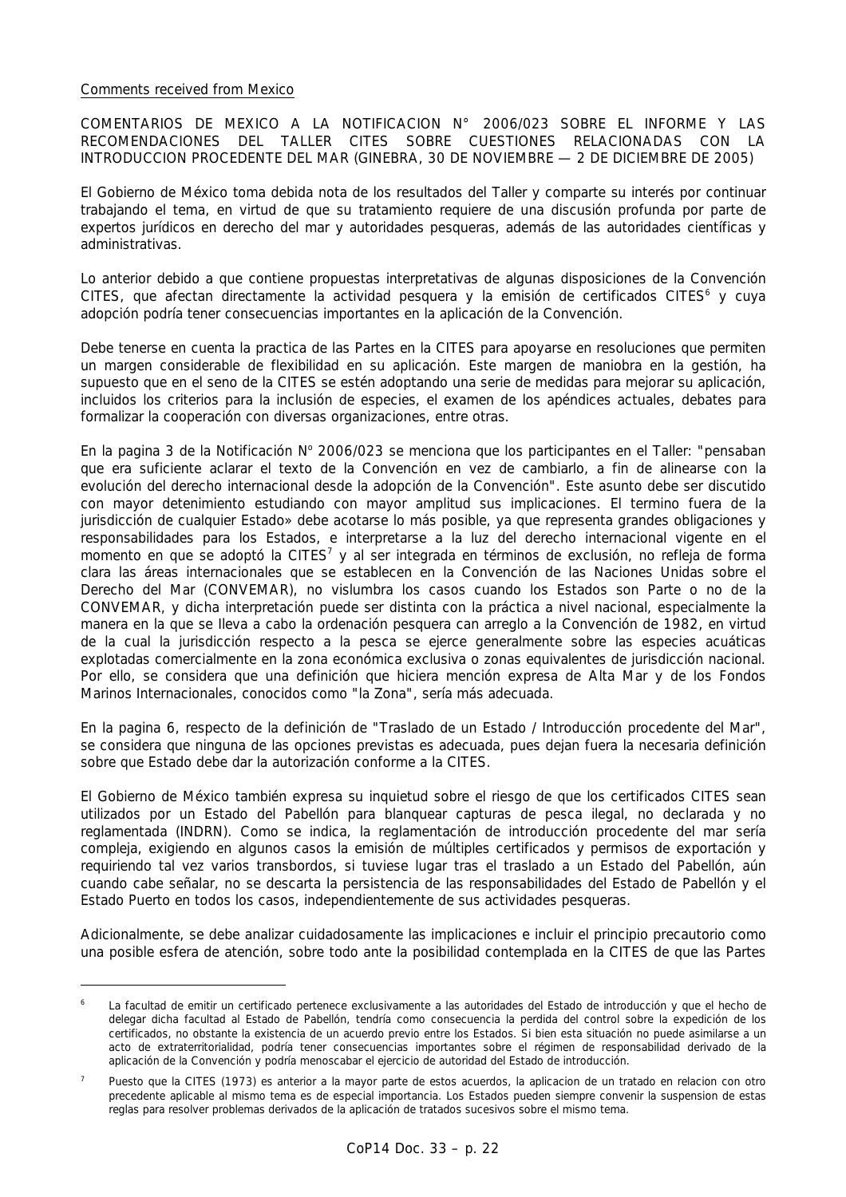Comments received from Mexico

COMENTARIOS DE MEXICO A LA NOTIFICACION N° 2006/023 SOBRE EL INFORME Y LAS RECOMENDACIONES DEL TALLER CITES SOBRE CUESTIONES RELACIONADAS CON LA INTRODUCCION PROCEDENTE DEL MAR (GINEBRA, 30 DE NOVIEMBRE — 2 DE DICIEMBRE DE 2005)

El Gobierno de México toma debida nota de los resultados del Taller y comparte su interés por continuar trabajando el tema, en virtud de que su tratamiento requiere de una discusión profunda por parte de expertos jurídicos en derecho del mar y autoridades pesqueras, además de las autoridades científicas y administrativas.

Lo anterior debido a que contiene propuestas interpretativas de algunas disposiciones de la Convención CITES, que afectan directamente la actividad pesquera y la emisión de certificados CITES[6] y cuya adopción podría tener consecuencias importantes en la aplicación de la Convención.

Debe tenerse en cuenta la practica de las Partes en la CITES para apoyarse en resoluciones que permiten un margen considerable de flexibilidad en su aplicación. Este margen de maniobra en la gestión, ha supuesto que en el seno de la CITES se estén adoptando una serie de medidas para mejorar su aplicación, incluidos los criterios para la inclusión de especies, el examen de los apéndices actuales, debates para formalizar la cooperación con diversas organizaciones, entre otras.

En la pagina 3 de la Notificación N° 2006/023 se menciona que los participantes en el Taller: "pensaban que era suficiente aclarar el texto de la Convención en vez de cambiarlo, a fin de alinearse con la evolución del derecho internacional desde la adopción de la Convención". Este asunto debe ser discutido con mayor detenimiento estudiando con mayor amplitud sus implicaciones. El termino fuera de la jurisdicción de cualquier Estado» debe acotarse lo más posible, ya que representa grandes obligaciones y responsabilidades para los Estados, e interpretarse a la luz del derecho internacional vigente en el momento en que se adoptó la CITES[7] y al ser integrada en términos de exclusión, no refleja de forma clara las áreas internacionales que se establecen en la Convención de las Naciones Unidas sobre el Derecho del Mar (CONVEMAR), no vislumbra los casos cuando los Estados son Parte o no de la CONVEMAR, y dicha interpretación puede ser distinta con la práctica a nivel nacional, especialmente la manera en la que se lleva a cabo la ordenación pesquera can arreglo a la Convención de 1982, en virtud de la cual la jurisdicción respecto a la pesca se ejerce generalmente sobre las especies acuáticas explotadas comercialmente en la zona económica exclusiva o zonas equivalentes de jurisdicción nacional. Por ello, se considera que una definición que hiciera mención expresa de Alta Mar y de los Fondos Marinos Internacionales, conocidos como "la Zona", sería más adecuada.

En la pagina 6, respecto de la definición de "Traslado de un Estado / Introducción procedente del Mar", se considera que ninguna de las opciones previstas es adecuada, pues dejan fuera la necesaria definición sobre que Estado debe dar la autorización conforme a la CITES.

El Gobierno de México también expresa su inquietud sobre el riesgo de que los certificados CITES sean utilizados por un Estado del Pabellón para blanquear capturas de pesca ilegal, no declarada y no reglamentada (INDRN). Como se indica, la reglamentación de introducción procedente del mar sería compleja, exigiendo en algunos casos la emisión de múltiples certificados y permisos de exportación y requiriendo tal vez varios transbordos, si tuviese lugar tras el traslado a un Estado del Pabellón, aún cuando cabe señalar, no se descarta la persistencia de las responsabilidades del Estado de Pabellón y el Estado Puerto en todos los casos, independientemente de sus actividades pesqueras.

Adicionalmente, se debe analizar cuidadosamente las implicaciones e incluir el principio precautorio como una posible esfera de atención, sobre todo ante la posibilidad contemplada en la CITES de que las Partes

---

[6] La facultad de emitir un certificado pertenece exclusivamente a las autoridades del Estado de introducción y que el hecho de delegar dicha facultad al Estado de Pabellón, tendría como consecuencia la perdida del control sobre la expedición de los certificados, no obstante la existencia de un acuerdo previo entre los Estados. Si bien esta situación no puede asimilarse a un acto de extraterritorialidad, podría tener consecuencias importantes sobre el régimen de responsabilidad derivado de la aplicación de la Convención y podría menoscabar el ejercicio de autoridad del Estado de introducción.

[7] Puesto que la CITES (1973) es anterior a la mayor parte de estos acuerdos, la aplicacion de un tratado en relacion con otro precedente aplicable al mismo tema es de especial importancia. Los Estados pueden siempre convenir la suspension de estas reglas para resolver problemas derivados de la aplicación de tratados sucesivos sobre el mismo tema.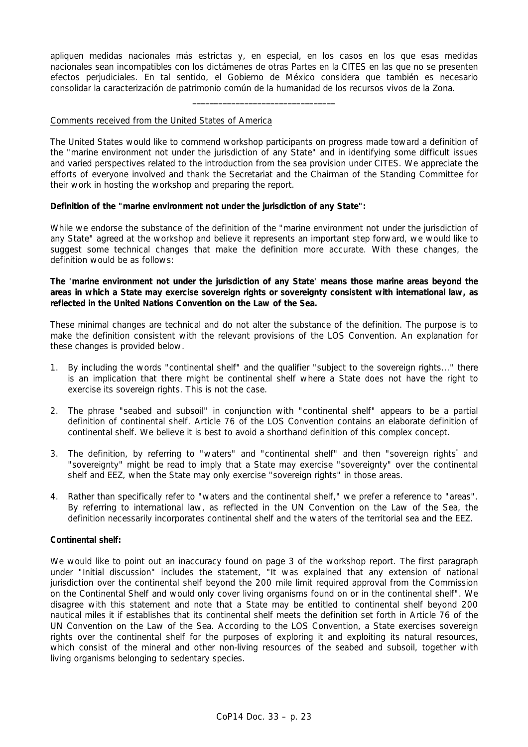apliquen medidas nacionales más estrictas y, en especial, en los casos en los que esas medidas nacionales sean incompatibles con los dictámenes de otras Partes en la CITES en las que no se presenten efectos perjudiciales. En tal sentido, el Gobierno de México considera que también es necesario consolidar la caracterización de patrimonio común de la humanidad de los recursos vivos de la Zona.

________________________________

Comments received from the United States of America

The United States would like to commend workshop participants on progress made toward a definition of the "marine environment not under the jurisdiction of any State" and in identifying some difficult issues and varied perspectives related to the introduction from the sea provision under CITES. We appreciate the efforts of everyone involved and thank the Secretariat and the Chairman of the Standing Committee for their work in hosting the workshop and preparing the report.

**Definition of the "marine environment not under the jurisdiction of any State":**

While we endorse the substance of the definition of the "marine environment not under the jurisdiction of any State" agreed at the workshop and believe it represents an important step forward, we would like to suggest some technical changes that make the definition more accurate. With these changes, the definition would be as follows:

**The 'marine environment not under the jurisdiction of any State' means those marine areas beyond the areas in which a State may exercise sovereign rights or sovereignty consistent with international law, as reflected in the United Nations Convention on the Law of the Sea.**

These minimal changes are technical and do not alter the substance of the definition. The purpose is to make the definition consistent with the relevant provisions of the LOS Convention. An explanation for these changes is provided below.

1. By including the words "continental shelf" and the qualifier "subject to the sovereign rights..." there is an implication that there might be continental shelf where a State does not have the right to exercise its sovereign rights. This is not the case.

2. The phrase "seabed and subsoil" in conjunction with "continental shelf" appears to be a partial definition of continental shelf. Article 76 of the LOS Convention contains an elaborate definition of continental shelf. We believe it is best to avoid a shorthand definition of this complex concept.

3. The definition, by referring to "waters" and "continental shelf" and then "sovereign rights" and "sovereignty" might be read to imply that a State may exercise "sovereignty" over the continental shelf and EEZ, when the State may only exercise "sovereign rights" in those areas.

4. Rather than specifically refer to "waters and the continental shelf," we prefer a reference to "areas". By referring to international law, as reflected in the UN Convention on the Law of the Sea, the definition necessarily incorporates continental shelf and the waters of the territorial sea and the EEZ.

**Continental shelf:**

We would like to point out an inaccuracy found on page 3 of the workshop report. The first paragraph under "Initial discussion" includes the statement, "It was explained that any extension of national jurisdiction over the continental shelf beyond the 200 mile limit required approval from the Commission on the Continental Shelf and would only cover living organisms found on or in the continental shelf". We disagree with this statement and note that a State may be entitled to continental shelf beyond 200 nautical miles it if establishes that its continental shelf meets the definition set forth in Article 76 of the UN Convention on the Law of the Sea. According to the LOS Convention, a State exercises sovereign rights over the continental shelf for the purposes of exploring it and exploiting its natural resources, which consist of the mineral and other non-living resources of the seabed and subsoil, together with living organisms belonging to sedentary species.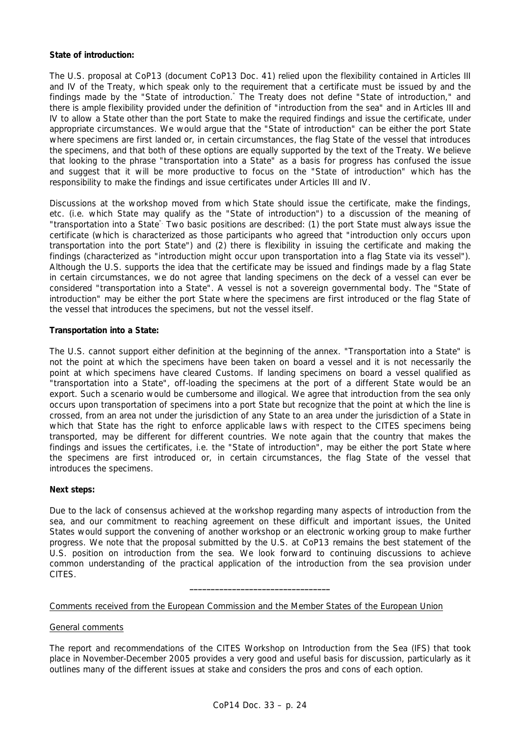**State of introduction:**

The U.S. proposal at CoP13 (document CoP13 Doc. 41) relied upon the flexibility contained in Articles III and IV of the Treaty, which speak only to the requirement that a certificate must be issued by and the findings made by the "State of introduction." The Treaty does not define "State of introduction," and there is ample flexibility provided under the definition of "introduction from the sea" and in Articles III and IV to allow a State other than the port State to make the required findings and issue the certificate, under appropriate circumstances. We would argue that the "State of introduction" can be either the port State where specimens are first landed or, in certain circumstances, the flag State of the vessel that introduces the specimens, and that both of these options are equally supported by the text of the Treaty. We believe that looking to the phrase "transportation into a State" as a basis for progress has confused the issue and suggest that it will be more productive to focus on the "State of introduction" which has the responsibility to make the findings and issue certificates under Articles III and IV.

Discussions at the workshop moved from which State should issue the certificate, make the findings, etc. (i.e. which State may qualify as the "State of introduction") to a discussion of the meaning of "transportation into a State". Two basic positions are described: (1) the port State must always issue the certificate (which is characterized as those participants who agreed that "introduction only occurs upon transportation into the port State") and (2) there is flexibility in issuing the certificate and making the findings (characterized as "introduction might occur upon transportation into a flag State via its vessel"). Although the U.S. supports the idea that the certificate may be issued and findings made by a flag State in certain circumstances, we do not agree that landing specimens on the deck of a vessel can ever be considered "transportation into a State". A vessel is not a sovereign governmental body. The "State of introduction" may be either the port State where the specimens are first introduced or the flag State of the vessel that introduces the specimens, but not the vessel itself.

**Transportation into a State:**

The U.S. cannot support either definition at the beginning of the annex. "Transportation into a State" is not the point at which the specimens have been taken on board a vessel and it is not necessarily the point at which specimens have cleared Customs. If landing specimens on board a vessel qualified as "transportation into a State", off-loading the specimens at the port of a different State would be an export. Such a scenario would be cumbersome and illogical. We agree that introduction from the sea only occurs upon transportation of specimens into a port State but recognize that the point at which the line is crossed, from an area not under the jurisdiction of any State to an area under the jurisdiction of a State in which that State has the right to enforce applicable laws with respect to the CITES specimens being transported, may be different for different countries. We note again that the country that makes the findings and issues the certificates, i.e. the "State of introduction", may be either the port State where the specimens are first introduced or, in certain circumstances, the flag State of the vessel that introduces the specimens.

**Next steps:**

Due to the lack of consensus achieved at the workshop regarding many aspects of introduction from the sea, and our commitment to reaching agreement on these difficult and important issues, the United States would support the convening of another workshop or an electronic working group to make further progress. We note that the proposal submitted by the U.S. at CoP13 remains the best statement of the U.S. position on introduction from the sea. We look forward to continuing discussions to achieve common understanding of the practical application of the introduction from the sea provision under CITES.

---

Comments received from the European Commission and the Member States of the European Union

General comments

The report and recommendations of the CITES Workshop on Introduction from the Sea (IFS) that took place in November-December 2005 provides a very good and useful basis for discussion, particularly as it outlines many of the different issues at stake and considers the pros and cons of each option.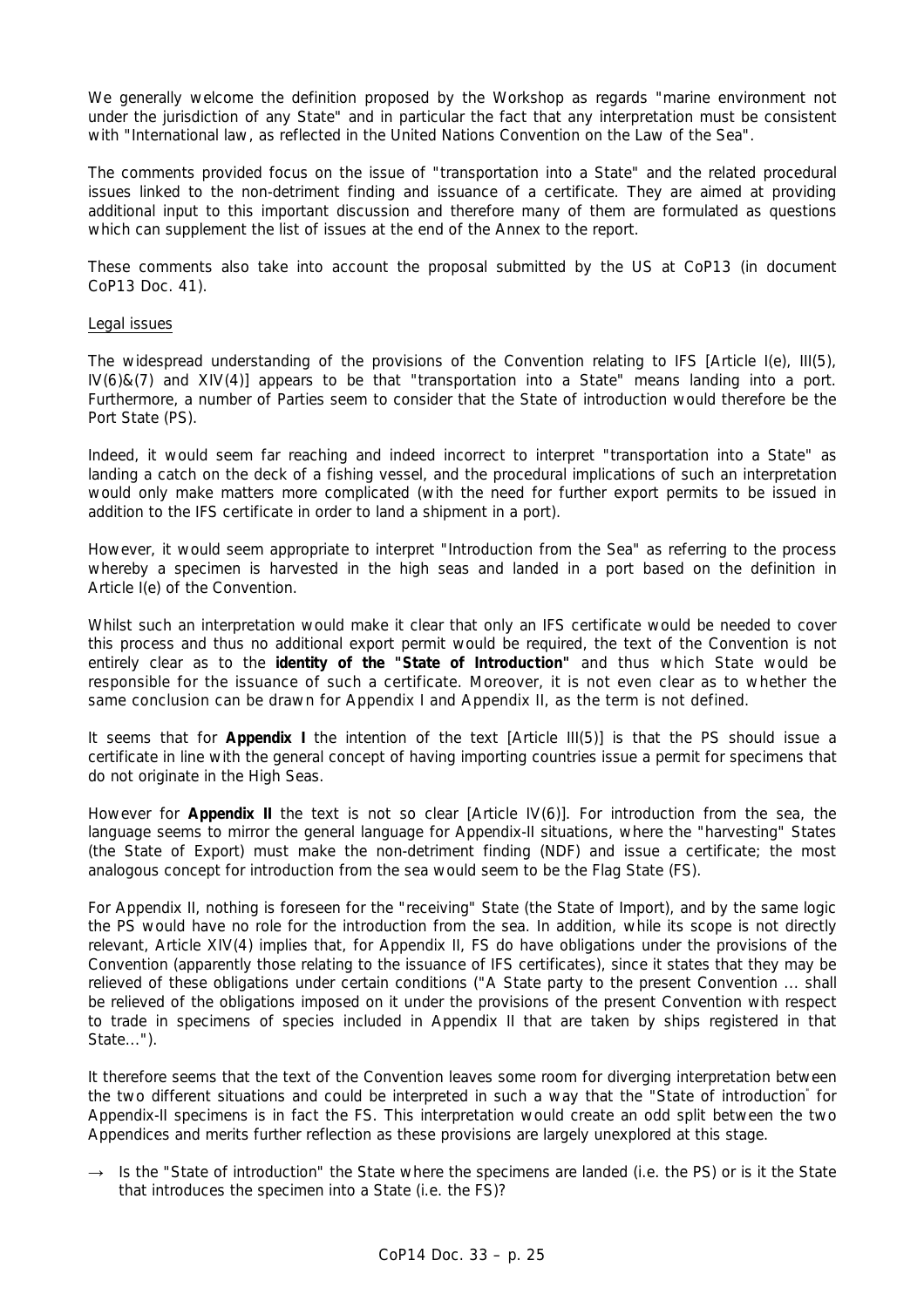We generally welcome the definition proposed by the Workshop as regards "marine environment not under the jurisdiction of any State" and in particular the fact that any interpretation must be consistent with "International law, as reflected in the United Nations Convention on the Law of the Sea".

The comments provided focus on the issue of "transportation into a State" and the related procedural issues linked to the non-detriment finding and issuance of a certificate. They are aimed at providing additional input to this important discussion and therefore many of them are formulated as questions which can supplement the list of issues at the end of the Annex to the report.

These comments also take into account the proposal submitted by the US at CoP13 (in document CoP13 Doc. 41).

Legal issues

The widespread understanding of the provisions of the Convention relating to IFS [Article I(e), III(5), IV(6)&(7) and XIV(4)] appears to be that "transportation into a State" means landing into a port. Furthermore, a number of Parties seem to consider that the State of introduction would therefore be the Port State (PS).

Indeed, it would seem far reaching and indeed incorrect to interpret "transportation into a State" as landing a catch on the deck of a fishing vessel, and the procedural implications of such an interpretation would only make matters more complicated (with the need for further export permits to be issued in addition to the IFS certificate in order to land a shipment in a port).

However, it would seem appropriate to interpret "Introduction from the Sea" as referring to the process whereby a specimen is harvested in the high seas and landed in a port based on the definition in Article I(e) of the Convention.

Whilst such an interpretation would make it clear that only an IFS certificate would be needed to cover this process and thus no additional export permit would be required, the text of the Convention is not entirely clear as to the **identity of the "State of Introduction"** and thus which State would be responsible for the issuance of such a certificate. Moreover, it is not even clear as to whether the same conclusion can be drawn for Appendix I and Appendix II, as the term is not defined.

It seems that for **Appendix I** the intention of the text [Article III(5)] is that the PS should issue a certificate in line with the general concept of having importing countries issue a permit for specimens that do not originate in the High Seas.

However for **Appendix II** the text is not so clear [Article IV(6)]. For introduction from the sea, the language seems to mirror the general language for Appendix-II situations, where the "harvesting" States (the State of Export) must make the non-detriment finding (NDF) and issue a certificate; the most analogous concept for introduction from the sea would seem to be the Flag State (FS).

For Appendix II, nothing is foreseen for the "receiving" State (the State of Import), and by the same logic the PS would have no role for the introduction from the sea. In addition, while its scope is not directly relevant, Article XIV(4) implies that, for Appendix II, FS do have obligations under the provisions of the Convention (apparently those relating to the issuance of IFS certificates), since it states that they may be relieved of these obligations under certain conditions ("A State party to the present Convention ... shall be relieved of the obligations imposed on it under the provisions of the present Convention with respect to trade in specimens of species included in Appendix II that are taken by ships registered in that State...").

It therefore seems that the text of the Convention leaves some room for diverging interpretation between the two different situations and could be interpreted in such a way that the "State of introduction" for Appendix-II specimens is in fact the FS. This interpretation would create an odd split between the two Appendices and merits further reflection as these provisions are largely unexplored at this stage.

→ Is the "State of introduction" the State where the specimens are landed (i.e. the PS) or is it the State that introduces the specimen into a State (i.e. the FS)?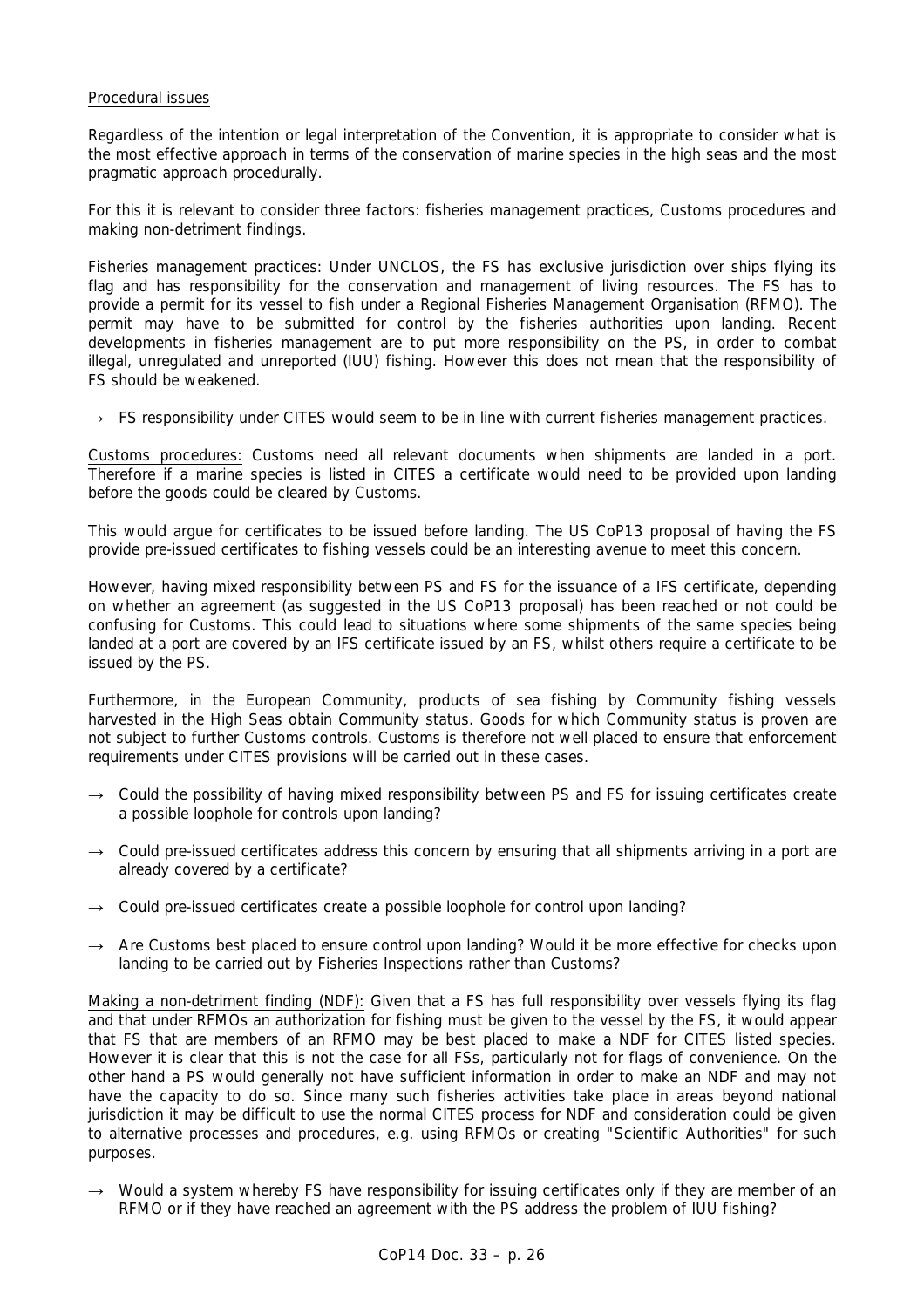Procedural issues

Regardless of the intention or legal interpretation of the Convention, it is appropriate to consider what is the most effective approach in terms of the conservation of marine species in the high seas and the most pragmatic approach procedurally.

For this it is relevant to consider three factors: fisheries management practices, Customs procedures and making non-detriment findings.

Fisheries management practices: Under UNCLOS, the FS has exclusive jurisdiction over ships flying its flag and has responsibility for the conservation and management of living resources. The FS has to provide a permit for its vessel to fish under a Regional Fisheries Management Organisation (RFMO). The permit may have to be submitted for control by the fisheries authorities upon landing. Recent developments in fisheries management are to put more responsibility on the PS, in order to combat illegal, unregulated and unreported (IUU) fishing. However this does not mean that the responsibility of FS should be weakened.

→ FS responsibility under CITES would seem to be in line with current fisheries management practices.

Customs procedures: Customs need all relevant documents when shipments are landed in a port. Therefore if a marine species is listed in CITES a certificate would need to be provided upon landing before the goods could be cleared by Customs.

This would argue for certificates to be issued before landing. The US CoP13 proposal of having the FS provide pre-issued certificates to fishing vessels could be an interesting avenue to meet this concern.

However, having mixed responsibility between PS and FS for the issuance of a IFS certificate, depending on whether an agreement (as suggested in the US CoP13 proposal) has been reached or not could be confusing for Customs. This could lead to situations where some shipments of the same species being landed at a port are covered by an IFS certificate issued by an FS, whilst others require a certificate to be issued by the PS.

Furthermore, in the European Community, products of sea fishing by Community fishing vessels harvested in the High Seas obtain Community status. Goods for which Community status is proven are not subject to further Customs controls. Customs is therefore not well placed to ensure that enforcement requirements under CITES provisions will be carried out in these cases.

→ Could the possibility of having mixed responsibility between PS and FS for issuing certificates create a possible loophole for controls upon landing?

→ Could pre-issued certificates address this concern by ensuring that all shipments arriving in a port are already covered by a certificate?

→ Could pre-issued certificates create a possible loophole for control upon landing?

→ Are Customs best placed to ensure control upon landing? Would it be more effective for checks upon landing to be carried out by Fisheries Inspections rather than Customs?

Making a non-detriment finding (NDF): Given that a FS has full responsibility over vessels flying its flag and that under RFMOs an authorization for fishing must be given to the vessel by the FS, it would appear that FS that are members of an RFMO may be best placed to make a NDF for CITES listed species. However it is clear that this is not the case for all FSs, particularly not for flags of convenience. On the other hand a PS would generally not have sufficient information in order to make an NDF and may not have the capacity to do so. Since many such fisheries activities take place in areas beyond national jurisdiction it may be difficult to use the normal CITES process for NDF and consideration could be given to alternative processes and procedures, e.g. using RFMOs or creating "Scientific Authorities" for such purposes.

→ Would a system whereby FS have responsibility for issuing certificates only if they are member of an RFMO or if they have reached an agreement with the PS address the problem of IUU fishing?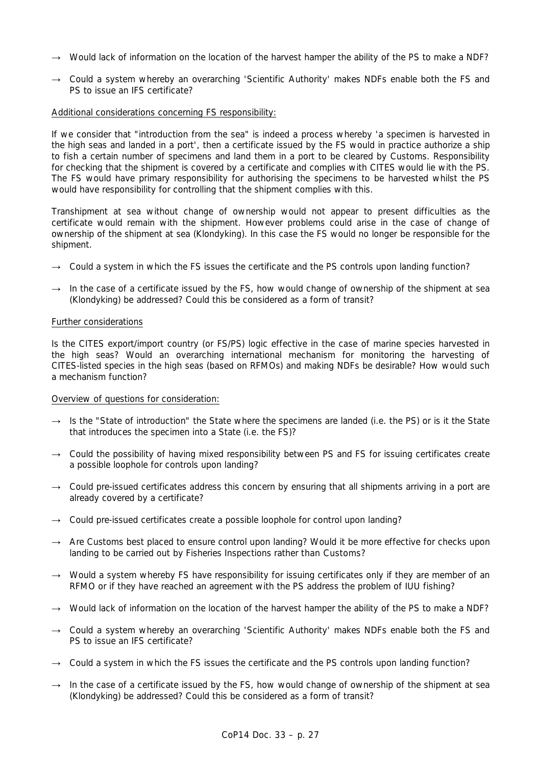→ Would lack of information on the location of the harvest hamper the ability of the PS to make a NDF?

→ Could a system whereby an overarching 'Scientific Authority' makes NDFs enable both the FS and PS to issue an IFS certificate?

<u>Additional considerations concerning FS responsibility:</u>

If we consider that "introduction from the sea" is indeed a process whereby 'a specimen is harvested in the high seas and landed in a port', then a certificate issued by the FS would in practice authorize a ship to fish a certain number of specimens and land them in a port to be cleared by Customs. Responsibility for checking that the shipment is covered by a certificate and complies with CITES would lie with the PS. The FS would have primary responsibility for authorising the specimens to be harvested whilst the PS would have responsibility for controlling that the shipment complies with this.

Transhipment at sea without change of ownership would not appear to present difficulties as the certificate would remain with the shipment. However problems could arise in the case of change of ownership of the shipment at sea (Klondyking). In this case the FS would no longer be responsible for the shipment.

→ Could a system in which the FS issues the certificate and the PS controls upon landing function?

→ In the case of a certificate issued by the FS, how would change of ownership of the shipment at sea (Klondyking) be addressed? Could this be considered as a form of transit?

<u>Further considerations</u>

Is the CITES export/import country (or FS/PS) logic effective in the case of marine species harvested in the high seas? Would an overarching international mechanism for monitoring the harvesting of CITES-listed species in the high seas (based on RFMOs) and making NDFs be desirable? How would such a mechanism function?

<u>Overview of questions for consideration:</u>

→ Is the "State of introduction" the State where the specimens are landed (i.e. the PS) or is it the State that introduces the specimen into a State (i.e. the FS)?

→ Could the possibility of having mixed responsibility between PS and FS for issuing certificates create a possible loophole for controls upon landing?

→ Could pre-issued certificates address this concern by ensuring that all shipments arriving in a port are already covered by a certificate?

→ Could pre-issued certificates create a possible loophole for control upon landing?

→ Are Customs best placed to ensure control upon landing? Would it be more effective for checks upon landing to be carried out by Fisheries Inspections rather than Customs?

→ Would a system whereby FS have responsibility for issuing certificates only if they are member of an RFMO or if they have reached an agreement with the PS address the problem of IUU fishing?

→ Would lack of information on the location of the harvest hamper the ability of the PS to make a NDF?

→ Could a system whereby an overarching 'Scientific Authority' makes NDFs enable both the FS and PS to issue an IFS certificate?

→ Could a system in which the FS issues the certificate and the PS controls upon landing function?

→ In the case of a certificate issued by the FS, how would change of ownership of the shipment at sea (Klondyking) be addressed? Could this be considered as a form of transit?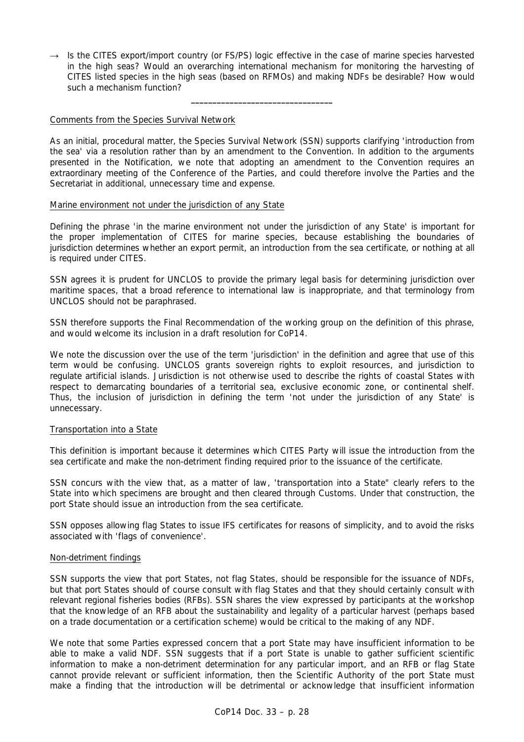→ Is the CITES export/import country (or FS/PS) logic effective in the case of marine species harvested in the high seas? Would an overarching international mechanism for monitoring the harvesting of CITES listed species in the high seas (based on RFMOs) and making NDFs be desirable? How would such a mechanism function?

---

Comments from the Species Survival Network

As an initial, procedural matter, the Species Survival Network (SSN) supports clarifying 'introduction from the sea' via a resolution rather than by an amendment to the Convention. In addition to the arguments presented in the Notification, we note that adopting an amendment to the Convention requires an extraordinary meeting of the Conference of the Parties, and could therefore involve the Parties and the Secretariat in additional, unnecessary time and expense.

Marine environment not under the jurisdiction of any State

Defining the phrase 'in the marine environment not under the jurisdiction of any State' is important for the proper implementation of CITES for marine species, because establishing the boundaries of jurisdiction determines whether an export permit, an introduction from the sea certificate, or nothing at all is required under CITES.

SSN agrees it is prudent for UNCLOS to provide the primary legal basis for determining jurisdiction over maritime spaces, that a broad reference to international law is inappropriate, and that terminology from UNCLOS should not be paraphrased.

SSN therefore supports the Final Recommendation of the working group on the definition of this phrase, and would welcome its inclusion in a draft resolution for CoP14.

We note the discussion over the use of the term 'jurisdiction' in the definition and agree that use of this term would be confusing. UNCLOS grants sovereign rights to exploit resources, and jurisdiction to regulate artificial islands. Jurisdiction is not otherwise used to describe the rights of coastal States with respect to demarcating boundaries of a territorial sea, exclusive economic zone, or continental shelf. Thus, the inclusion of jurisdiction in defining the term 'not under the jurisdiction of any State' is unnecessary.

Transportation into a State

This definition is important because it determines which CITES Party will issue the introduction from the sea certificate and make the non-detriment finding required prior to the issuance of the certificate.

SSN concurs with the view that, as a matter of law, 'transportation into a State" clearly refers to the State into which specimens are brought and then cleared through Customs. Under that construction, the port State should issue an introduction from the sea certificate.

SSN opposes allowing flag States to issue IFS certificates for reasons of simplicity, and to avoid the risks associated with 'flags of convenience'.

Non-detriment findings

SSN supports the view that port States, not flag States, should be responsible for the issuance of NDFs, but that port States should of course consult with flag States and that they should certainly consult with relevant regional fisheries bodies (RFBs). SSN shares the view expressed by participants at the workshop that the knowledge of an RFB about the sustainability and legality of a particular harvest (perhaps based on a trade documentation or a certification scheme) would be critical to the making of any NDF.

We note that some Parties expressed concern that a port State may have insufficient information to be able to make a valid NDF. SSN suggests that if a port State is unable to gather sufficient scientific information to make a non-detriment determination for any particular import, and an RFB or flag State cannot provide relevant or sufficient information, then the Scientific Authority of the port State must make a finding that the introduction will be detrimental or acknowledge that insufficient information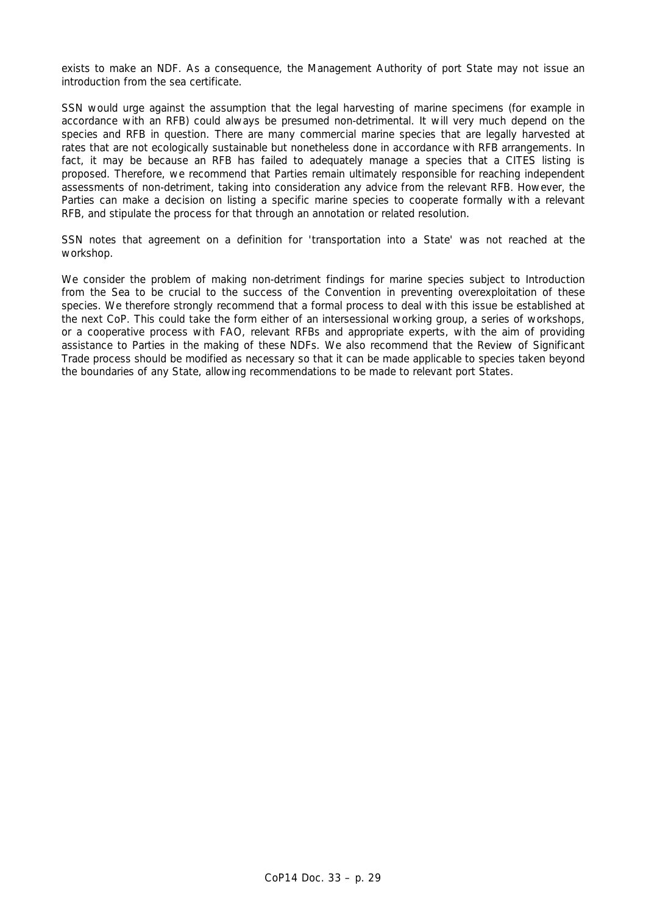exists to make an NDF. As a consequence, the Management Authority of port State may not issue an introduction from the sea certificate.

SSN would urge against the assumption that the legal harvesting of marine specimens (for example in accordance with an RFB) could always be presumed non-detrimental. It will very much depend on the species and RFB in question. There are many commercial marine species that are legally harvested at rates that are not ecologically sustainable but nonetheless done in accordance with RFB arrangements. In fact, it may be because an RFB has failed to adequately manage a species that a CITES listing is proposed. Therefore, we recommend that Parties remain ultimately responsible for reaching independent assessments of non-detriment, taking into consideration any advice from the relevant RFB. However, the Parties can make a decision on listing a specific marine species to cooperate formally with a relevant RFB, and stipulate the process for that through an annotation or related resolution.

SSN notes that agreement on a definition for 'transportation into a State' was not reached at the workshop.

We consider the problem of making non-detriment findings for marine species subject to Introduction from the Sea to be crucial to the success of the Convention in preventing overexploitation of these species. We therefore strongly recommend that a formal process to deal with this issue be established at the next CoP. This could take the form either of an intersessional working group, a series of workshops, or a cooperative process with FAO, relevant RFBs and appropriate experts, with the aim of providing assistance to Parties in the making of these NDFs. We also recommend that the Review of Significant Trade process should be modified as necessary so that it can be made applicable to species taken beyond the boundaries of any State, allowing recommendations to be made to relevant port States.